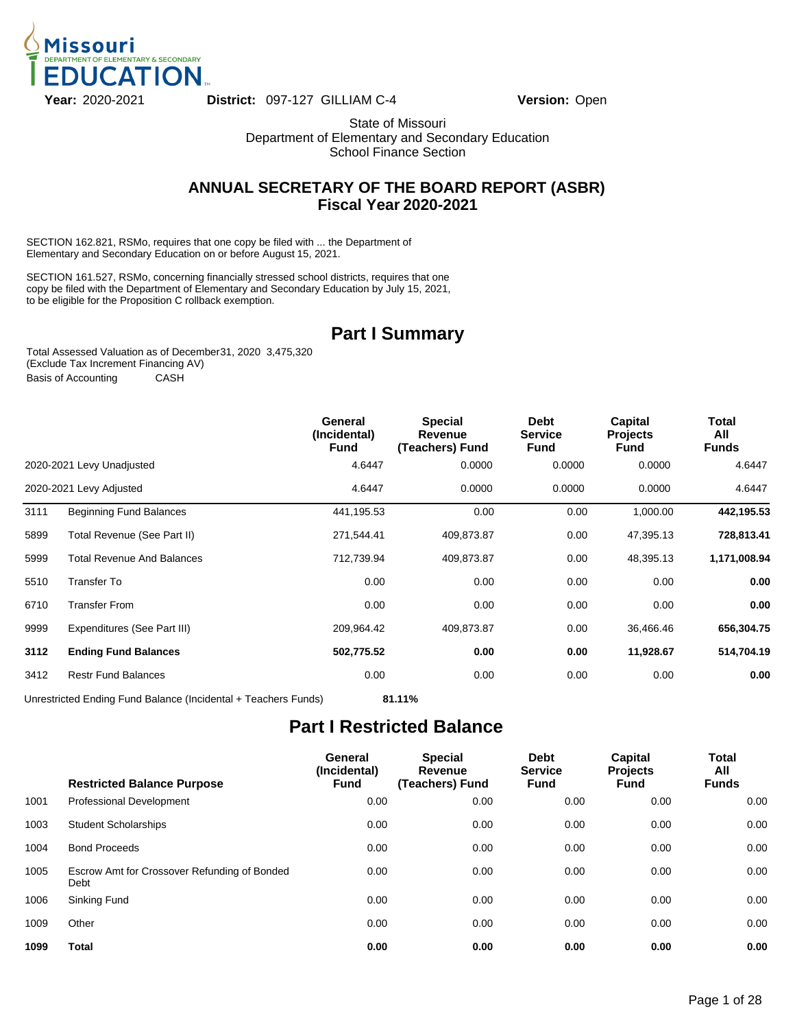Missouri Department of Elementary & Secondary EDUCATION

**Year:** 2020-2021 **District:** 097-127 GILLIAM C-4 **Version:** Open

State of Missouri
Department of Elementary and Secondary Education
School Finance Section

## ANNUAL SECRETARY OF THE BOARD REPORT (ASBR)
## Fiscal Year 2020-2021

SECTION 162.821, RSMo, requires that one copy be filed with ... the Department of Elementary and Secondary Education on or before August 15, 2021.

SECTION 161.527, RSMo, concerning financially stressed school districts, requires that one copy be filed with the Department of Elementary and Secondary Education by July 15, 2021, to be eligible for the Proposition C rollback exemption.

# Part I Summary

Total Assessed Valuation as of December31, 2020 3,475,320
(Exclude Tax Increment Financing AV)
Basis of Accounting CASH

| | | General (Incidental) Fund | Special Revenue (Teachers) Fund | Debt Service Fund | Capital Projects Fund | Total All Funds |
|---|---|---|---|---|---|---|
| 2020-2021 Levy Unadjusted | | 4.6447 | 0.0000 | 0.0000 | 0.0000 | 4.6447 |
| 2020-2021 Levy Adjusted | | 4.6447 | 0.0000 | 0.0000 | 0.0000 | 4.6447 |
| 3111 | Beginning Fund Balances | 441,195.53 | 0.00 | 0.00 | 1,000.00 | **442,195.53** |
| 5899 | Total Revenue (See Part II) | 271,544.41 | 409,873.87 | 0.00 | 47,395.13 | **728,813.41** |
| 5999 | Total Revenue And Balances | 712,739.94 | 409,873.87 | 0.00 | 48,395.13 | **1,171,008.94** |
| 5510 | Transfer To | 0.00 | 0.00 | 0.00 | 0.00 | **0.00** |
| 6710 | Transfer From | 0.00 | 0.00 | 0.00 | 0.00 | **0.00** |
| 9999 | Expenditures (See Part III) | 209,964.42 | 409,873.87 | 0.00 | 36,466.46 | **656,304.75** |
| **3112** | **Ending Fund Balances** | **502,775.52** | **0.00** | **0.00** | **11,928.67** | **514,704.19** |
| 3412 | Restr Fund Balances | 0.00 | 0.00 | 0.00 | 0.00 | **0.00** |

Unrestricted Ending Fund Balance (Incidental + Teachers Funds) **81.11%**

# Part I Restricted Balance

| | Restricted Balance Purpose | General (Incidental) Fund | Special Revenue (Teachers) Fund | Debt Service Fund | Capital Projects Fund | Total All Funds |
|---|---|---|---|---|---|---|
| 1001 | Professional Development | 0.00 | 0.00 | 0.00 | 0.00 | 0.00 |
| 1003 | Student Scholarships | 0.00 | 0.00 | 0.00 | 0.00 | 0.00 |
| 1004 | Bond Proceeds | 0.00 | 0.00 | 0.00 | 0.00 | 0.00 |
| 1005 | Escrow Amt for Crossover Refunding of Bonded Debt | 0.00 | 0.00 | 0.00 | 0.00 | 0.00 |
| 1006 | Sinking Fund | 0.00 | 0.00 | 0.00 | 0.00 | 0.00 |
| 1009 | Other | 0.00 | 0.00 | 0.00 | 0.00 | 0.00 |
| **1099** | **Total** | **0.00** | **0.00** | **0.00** | **0.00** | **0.00** |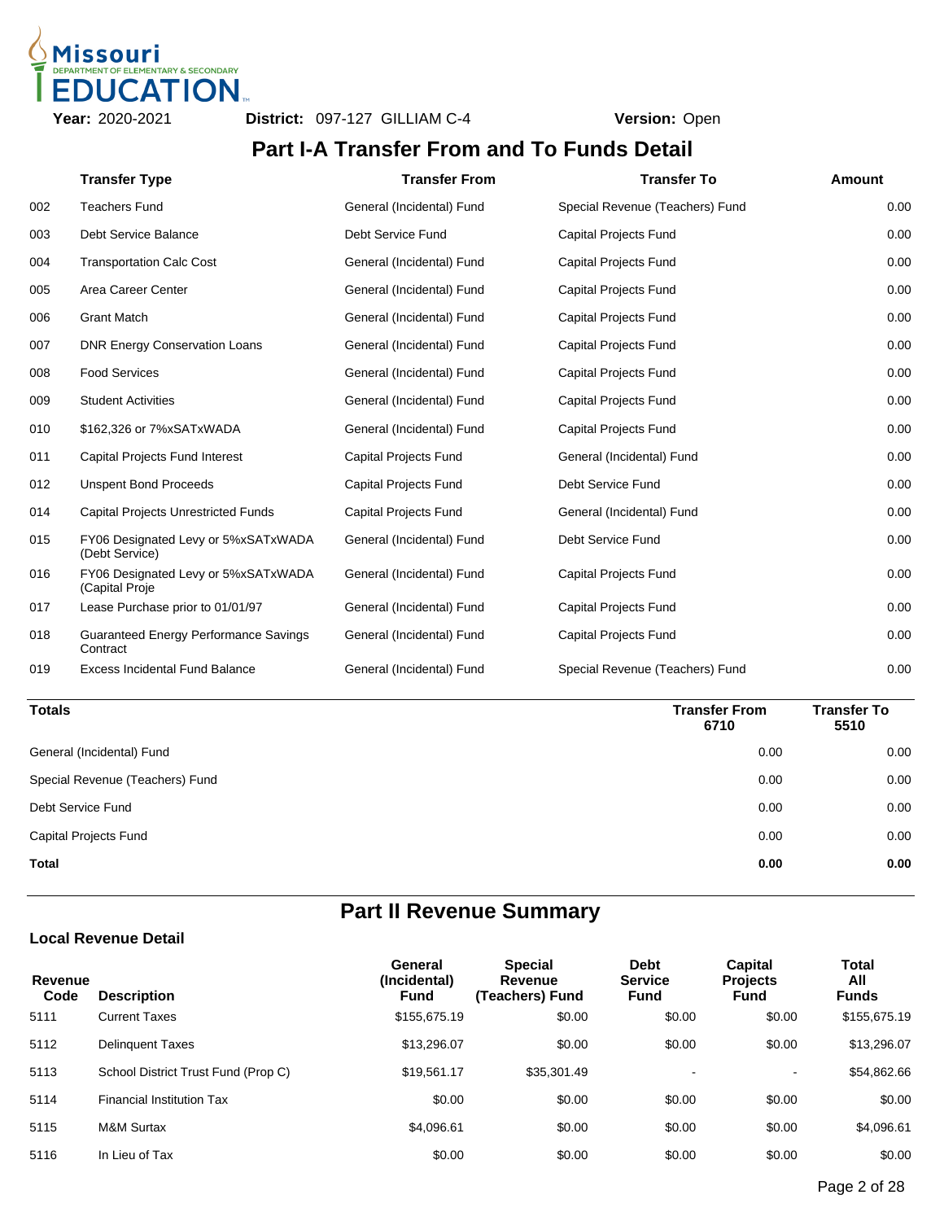**Year:** 2020-2021 **District:** 097-127 GILLIAM C-4 **Version:** Open

# Part I-A Transfer From and To Funds Detail

| | Transfer Type | Transfer From | Transfer To | Amount |
|---|---|---|---|---|
| 002 | Teachers Fund | General (Incidental) Fund | Special Revenue (Teachers) Fund | 0.00 |
| 003 | Debt Service Balance | Debt Service Fund | Capital Projects Fund | 0.00 |
| 004 | Transportation Calc Cost | General (Incidental) Fund | Capital Projects Fund | 0.00 |
| 005 | Area Career Center | General (Incidental) Fund | Capital Projects Fund | 0.00 |
| 006 | Grant Match | General (Incidental) Fund | Capital Projects Fund | 0.00 |
| 007 | DNR Energy Conservation Loans | General (Incidental) Fund | Capital Projects Fund | 0.00 |
| 008 | Food Services | General (Incidental) Fund | Capital Projects Fund | 0.00 |
| 009 | Student Activities | General (Incidental) Fund | Capital Projects Fund | 0.00 |
| 010 | $162,326 or 7%xSATxWADA | General (Incidental) Fund | Capital Projects Fund | 0.00 |
| 011 | Capital Projects Fund Interest | Capital Projects Fund | General (Incidental) Fund | 0.00 |
| 012 | Unspent Bond Proceeds | Capital Projects Fund | Debt Service Fund | 0.00 |
| 014 | Capital Projects Unrestricted Funds | Capital Projects Fund | General (Incidental) Fund | 0.00 |
| 015 | FY06 Designated Levy or 5%xSATxWADA (Debt Service) | General (Incidental) Fund | Debt Service Fund | 0.00 |
| 016 | FY06 Designated Levy or 5%xSATxWADA (Capital Proje | General (Incidental) Fund | Capital Projects Fund | 0.00 |
| 017 | Lease Purchase prior to 01/01/97 | General (Incidental) Fund | Capital Projects Fund | 0.00 |
| 018 | Guaranteed Energy Performance Savings Contract | General (Incidental) Fund | Capital Projects Fund | 0.00 |
| 019 | Excess Incidental Fund Balance | General (Incidental) Fund | Special Revenue (Teachers) Fund | 0.00 |

| Totals | Transfer From 6710 | Transfer To 5510 |
|---|---|---|
| General (Incidental) Fund | 0.00 | 0.00 |
| Special Revenue (Teachers) Fund | 0.00 | 0.00 |
| Debt Service Fund | 0.00 | 0.00 |
| Capital Projects Fund | 0.00 | 0.00 |
| **Total** | **0.00** | **0.00** |

# Part II Revenue Summary

### Local Revenue Detail

| Revenue Code | Description | General (Incidental) Fund | Special Revenue (Teachers) Fund | Debt Service Fund | Capital Projects Fund | Total All Funds |
|---|---|---|---|---|---|---|
| 5111 | Current Taxes | $155,675.19 | $0.00 | $0.00 | $0.00 | $155,675.19 |
| 5112 | Delinquent Taxes | $13,296.07 | $0.00 | $0.00 | $0.00 | $13,296.07 |
| 5113 | School District Trust Fund (Prop C) | $19,561.17 | $35,301.49 | - | - | $54,862.66 |
| 5114 | Financial Institution Tax | $0.00 | $0.00 | $0.00 | $0.00 | $0.00 |
| 5115 | M&M Surtax | $4,096.61 | $0.00 | $0.00 | $0.00 | $4,096.61 |
| 5116 | In Lieu of Tax | $0.00 | $0.00 | $0.00 | $0.00 | $0.00 |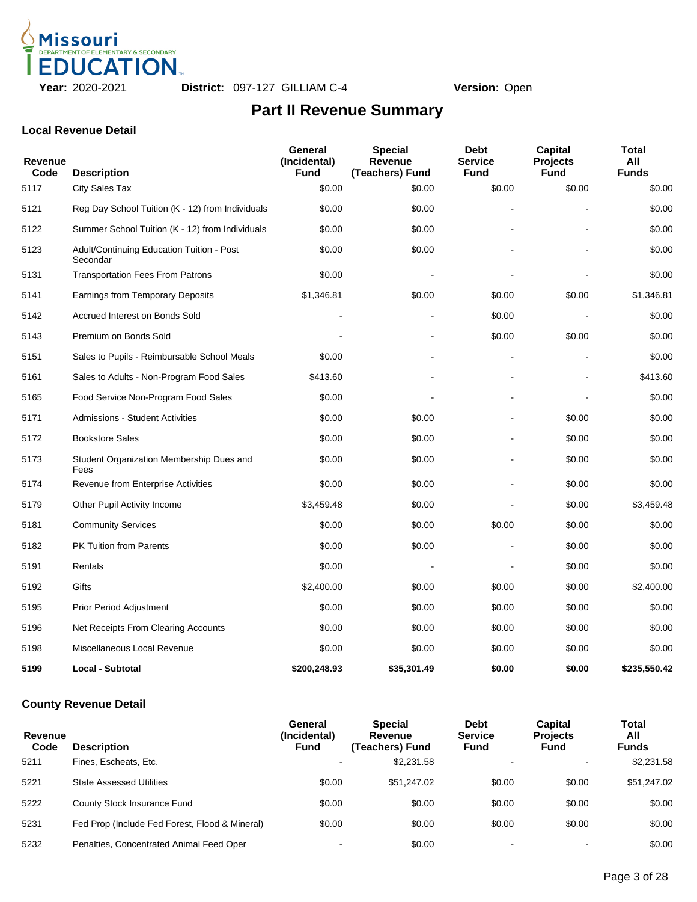Missouri Department of Elementary & Secondary Education

**Year:** 2020-2021 **District:** 097-127 GILLIAM C-4 **Version:** Open

# Part II Revenue Summary

### Local Revenue Detail

| Revenue Code | Description | General (Incidental) Fund | Special Revenue (Teachers) Fund | Debt Service Fund | Capital Projects Fund | Total All Funds |
|---|---|---|---|---|---|---|
| 5117 | City Sales Tax | $0.00 | $0.00 | $0.00 | $0.00 | $0.00 |
| 5121 | Reg Day School Tuition (K - 12) from Individuals | $0.00 | $0.00 | - | - | $0.00 |
| 5122 | Summer School Tuition (K - 12) from Individuals | $0.00 | $0.00 | - | - | $0.00 |
| 5123 | Adult/Continuing Education Tuition - Post Secondar | $0.00 | $0.00 | - | - | $0.00 |
| 5131 | Transportation Fees From Patrons | $0.00 | - | - | - | $0.00 |
| 5141 | Earnings from Temporary Deposits | $1,346.81 | $0.00 | $0.00 | $0.00 | $1,346.81 |
| 5142 | Accrued Interest on Bonds Sold | - | - | $0.00 | - | $0.00 |
| 5143 | Premium on Bonds Sold | - | - | $0.00 | $0.00 | $0.00 |
| 5151 | Sales to Pupils - Reimbursable School Meals | $0.00 | - | - | - | $0.00 |
| 5161 | Sales to Adults - Non-Program Food Sales | $413.60 | - | - | - | $413.60 |
| 5165 | Food Service Non-Program Food Sales | $0.00 | - | - | - | $0.00 |
| 5171 | Admissions - Student Activities | $0.00 | $0.00 | - | $0.00 | $0.00 |
| 5172 | Bookstore Sales | $0.00 | $0.00 | - | $0.00 | $0.00 |
| 5173 | Student Organization Membership Dues and Fees | $0.00 | $0.00 | - | $0.00 | $0.00 |
| 5174 | Revenue from Enterprise Activities | $0.00 | $0.00 | - | $0.00 | $0.00 |
| 5179 | Other Pupil Activity Income | $3,459.48 | $0.00 | - | $0.00 | $3,459.48 |
| 5181 | Community Services | $0.00 | $0.00 | $0.00 | $0.00 | $0.00 |
| 5182 | PK Tuition from Parents | $0.00 | $0.00 | - | $0.00 | $0.00 |
| 5191 | Rentals | $0.00 | - | - | $0.00 | $0.00 |
| 5192 | Gifts | $2,400.00 | $0.00 | $0.00 | $0.00 | $2,400.00 |
| 5195 | Prior Period Adjustment | $0.00 | $0.00 | $0.00 | $0.00 | $0.00 |
| 5196 | Net Receipts From Clearing Accounts | $0.00 | $0.00 | $0.00 | $0.00 | $0.00 |
| 5198 | Miscellaneous Local Revenue | $0.00 | $0.00 | $0.00 | $0.00 | $0.00 |
| **5199** | **Local - Subtotal** | **$200,248.93** | **$35,301.49** | **$0.00** | **$0.00** | **$235,550.42** |

### County Revenue Detail

| Revenue Code | Description | General (Incidental) Fund | Special Revenue (Teachers) Fund | Debt Service Fund | Capital Projects Fund | Total All Funds |
|---|---|---|---|---|---|---|
| 5211 | Fines, Escheats, Etc. | - | $2,231.58 | - | - | $2,231.58 |
| 5221 | State Assessed Utilities | $0.00 | $51,247.02 | $0.00 | $0.00 | $51,247.02 |
| 5222 | County Stock Insurance Fund | $0.00 | $0.00 | $0.00 | $0.00 | $0.00 |
| 5231 | Fed Prop (Include Fed Forest, Flood & Mineral) | $0.00 | $0.00 | $0.00 | $0.00 | $0.00 |
| 5232 | Penalties, Concentrated Animal Feed Oper | - | $0.00 | - | - | $0.00 |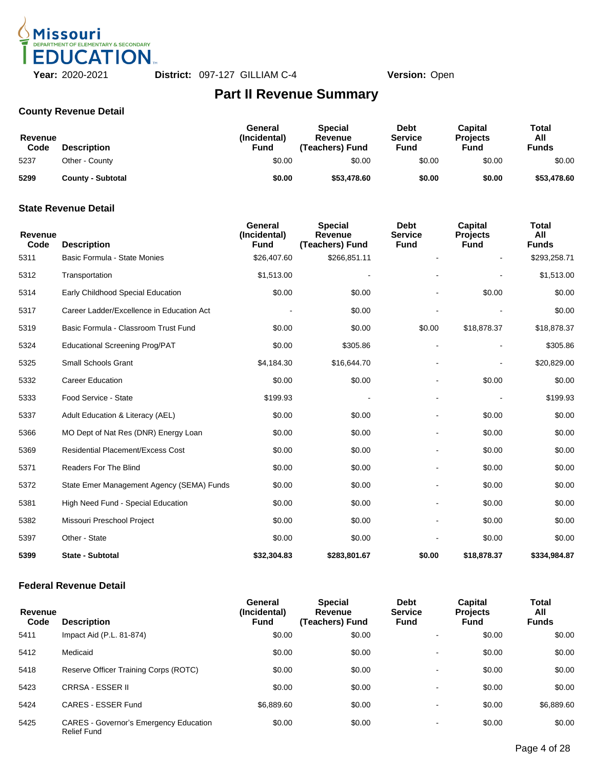**Year:** 2020-2021 **District:** 097-127 GILLIAM C-4 **Version:** Open

# Part II Revenue Summary

## County Revenue Detail

| Revenue Code | Description | General (Incidental) Fund | Special Revenue (Teachers) Fund | Debt Service Fund | Capital Projects Fund | Total All Funds |
|---|---|---|---|---|---|---|
| 5237 | Other - County | $0.00 | $0.00 | $0.00 | $0.00 | $0.00 |
| **5299** | **County - Subtotal** | **$0.00** | **$53,478.60** | **$0.00** | **$0.00** | **$53,478.60** |

## State Revenue Detail

| Revenue Code | Description | General (Incidental) Fund | Special Revenue (Teachers) Fund | Debt Service Fund | Capital Projects Fund | Total All Funds |
|---|---|---|---|---|---|---|
| 5311 | Basic Formula - State Monies | $26,407.60 | $266,851.11 | - | - | $293,258.71 |
| 5312 | Transportation | $1,513.00 | - | - | - | $1,513.00 |
| 5314 | Early Childhood Special Education | $0.00 | $0.00 | - | $0.00 | $0.00 |
| 5317 | Career Ladder/Excellence in Education Act | - | $0.00 | - | - | $0.00 |
| 5319 | Basic Formula - Classroom Trust Fund | $0.00 | $0.00 | $0.00 | $18,878.37 | $18,878.37 |
| 5324 | Educational Screening Prog/PAT | $0.00 | $305.86 | - | - | $305.86 |
| 5325 | Small Schools Grant | $4,184.30 | $16,644.70 | - | - | $20,829.00 |
| 5332 | Career Education | $0.00 | $0.00 | - | $0.00 | $0.00 |
| 5333 | Food Service - State | $199.93 | - | - | - | $199.93 |
| 5337 | Adult Education & Literacy (AEL) | $0.00 | $0.00 | - | $0.00 | $0.00 |
| 5366 | MO Dept of Nat Res (DNR) Energy Loan | $0.00 | $0.00 | - | $0.00 | $0.00 |
| 5369 | Residential Placement/Excess Cost | $0.00 | $0.00 | - | $0.00 | $0.00 |
| 5371 | Readers For The Blind | $0.00 | $0.00 | - | $0.00 | $0.00 |
| 5372 | State Emer Management Agency (SEMA) Funds | $0.00 | $0.00 | - | $0.00 | $0.00 |
| 5381 | High Need Fund - Special Education | $0.00 | $0.00 | - | $0.00 | $0.00 |
| 5382 | Missouri Preschool Project | $0.00 | $0.00 | - | $0.00 | $0.00 |
| 5397 | Other - State | $0.00 | $0.00 | - | $0.00 | $0.00 |
| **5399** | **State - Subtotal** | **$32,304.83** | **$283,801.67** | **$0.00** | **$18,878.37** | **$334,984.87** |

## Federal Revenue Detail

| Revenue Code | Description | General (Incidental) Fund | Special Revenue (Teachers) Fund | Debt Service Fund | Capital Projects Fund | Total All Funds |
|---|---|---|---|---|---|---|
| 5411 | Impact Aid (P.L. 81-874) | $0.00 | $0.00 | - | $0.00 | $0.00 |
| 5412 | Medicaid | $0.00 | $0.00 | - | $0.00 | $0.00 |
| 5418 | Reserve Officer Training Corps (ROTC) | $0.00 | $0.00 | - | $0.00 | $0.00 |
| 5423 | CRRSA - ESSER II | $0.00 | $0.00 | - | $0.00 | $0.00 |
| 5424 | CARES - ESSER Fund | $6,889.60 | $0.00 | - | $0.00 | $6,889.60 |
| 5425 | CARES - Governor's Emergency Education Relief Fund | $0.00 | $0.00 | - | $0.00 | $0.00 |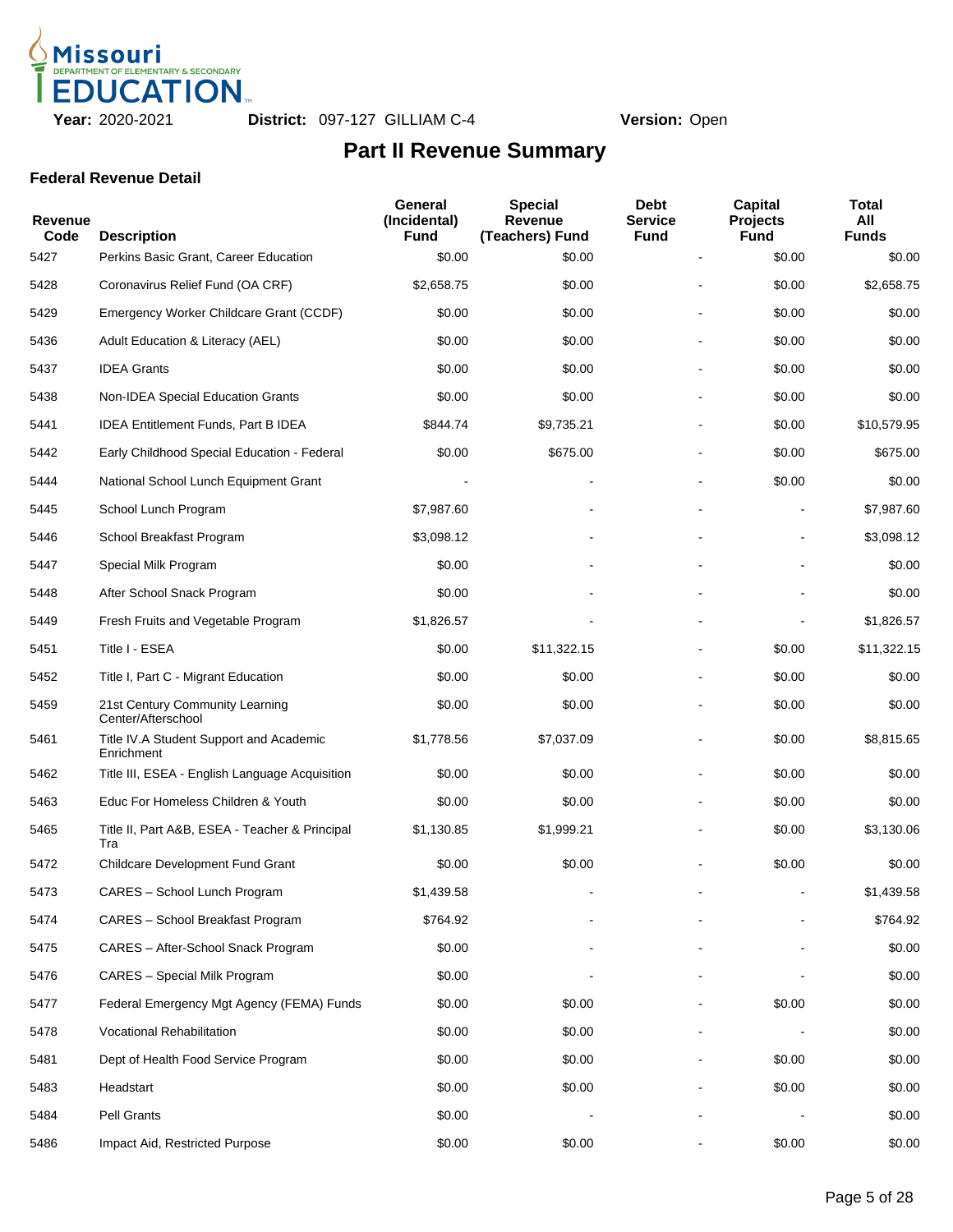Year: 2020-2021 District: 097-127 GILLIAM C-4 Version: Open

# Part II Revenue Summary

### Federal Revenue Detail

| Revenue Code | Description | General (Incidental) Fund | Special Revenue (Teachers) Fund | Debt Service Fund | Capital Projects Fund | Total All Funds |
|---|---|---|---|---|---|---|
| 5427 | Perkins Basic Grant, Career Education | $0.00 | $0.00 | - | $0.00 | $0.00 |
| 5428 | Coronavirus Relief Fund (OA CRF) | $2,658.75 | $0.00 | - | $0.00 | $2,658.75 |
| 5429 | Emergency Worker Childcare Grant (CCDF) | $0.00 | $0.00 | - | $0.00 | $0.00 |
| 5436 | Adult Education & Literacy (AEL) | $0.00 | $0.00 | - | $0.00 | $0.00 |
| 5437 | IDEA Grants | $0.00 | $0.00 | - | $0.00 | $0.00 |
| 5438 | Non-IDEA Special Education Grants | $0.00 | $0.00 | - | $0.00 | $0.00 |
| 5441 | IDEA Entitlement Funds, Part B IDEA | $844.74 | $9,735.21 | - | $0.00 | $10,579.95 |
| 5442 | Early Childhood Special Education - Federal | $0.00 | $675.00 | - | $0.00 | $675.00 |
| 5444 | National School Lunch Equipment Grant | - | - | - | $0.00 | $0.00 |
| 5445 | School Lunch Program | $7,987.60 | - | - | - | $7,987.60 |
| 5446 | School Breakfast Program | $3,098.12 | - | - | - | $3,098.12 |
| 5447 | Special Milk Program | $0.00 | - | - | - | $0.00 |
| 5448 | After School Snack Program | $0.00 | - | - | - | $0.00 |
| 5449 | Fresh Fruits and Vegetable Program | $1,826.57 | - | - | - | $1,826.57 |
| 5451 | Title I - ESEA | $0.00 | $11,322.15 | - | $0.00 | $11,322.15 |
| 5452 | Title I, Part C - Migrant Education | $0.00 | $0.00 | - | $0.00 | $0.00 |
| 5459 | 21st Century Community Learning Center/Afterschool | $0.00 | $0.00 | - | $0.00 | $0.00 |
| 5461 | Title IV.A Student Support and Academic Enrichment | $1,778.56 | $7,037.09 | - | $0.00 | $8,815.65 |
| 5462 | Title III, ESEA - English Language Acquisition | $0.00 | $0.00 | - | $0.00 | $0.00 |
| 5463 | Educ For Homeless Children & Youth | $0.00 | $0.00 | - | $0.00 | $0.00 |
| 5465 | Title II, Part A&B, ESEA - Teacher & Principal Tra | $1,130.85 | $1,999.21 | - | $0.00 | $3,130.06 |
| 5472 | Childcare Development Fund Grant | $0.00 | $0.00 | - | $0.00 | $0.00 |
| 5473 | CARES – School Lunch Program | $1,439.58 | - | - | - | $1,439.58 |
| 5474 | CARES – School Breakfast Program | $764.92 | - | - | - | $764.92 |
| 5475 | CARES – After-School Snack Program | $0.00 | - | - | - | $0.00 |
| 5476 | CARES – Special Milk Program | $0.00 | - | - | - | $0.00 |
| 5477 | Federal Emergency Mgt Agency (FEMA) Funds | $0.00 | $0.00 | - | $0.00 | $0.00 |
| 5478 | Vocational Rehabilitation | $0.00 | $0.00 | - | - | $0.00 |
| 5481 | Dept of Health Food Service Program | $0.00 | $0.00 | - | $0.00 | $0.00 |
| 5483 | Headstart | $0.00 | $0.00 | - | $0.00 | $0.00 |
| 5484 | Pell Grants | $0.00 | - | - | - | $0.00 |
| 5486 | Impact Aid, Restricted Purpose | $0.00 | $0.00 | - | $0.00 | $0.00 |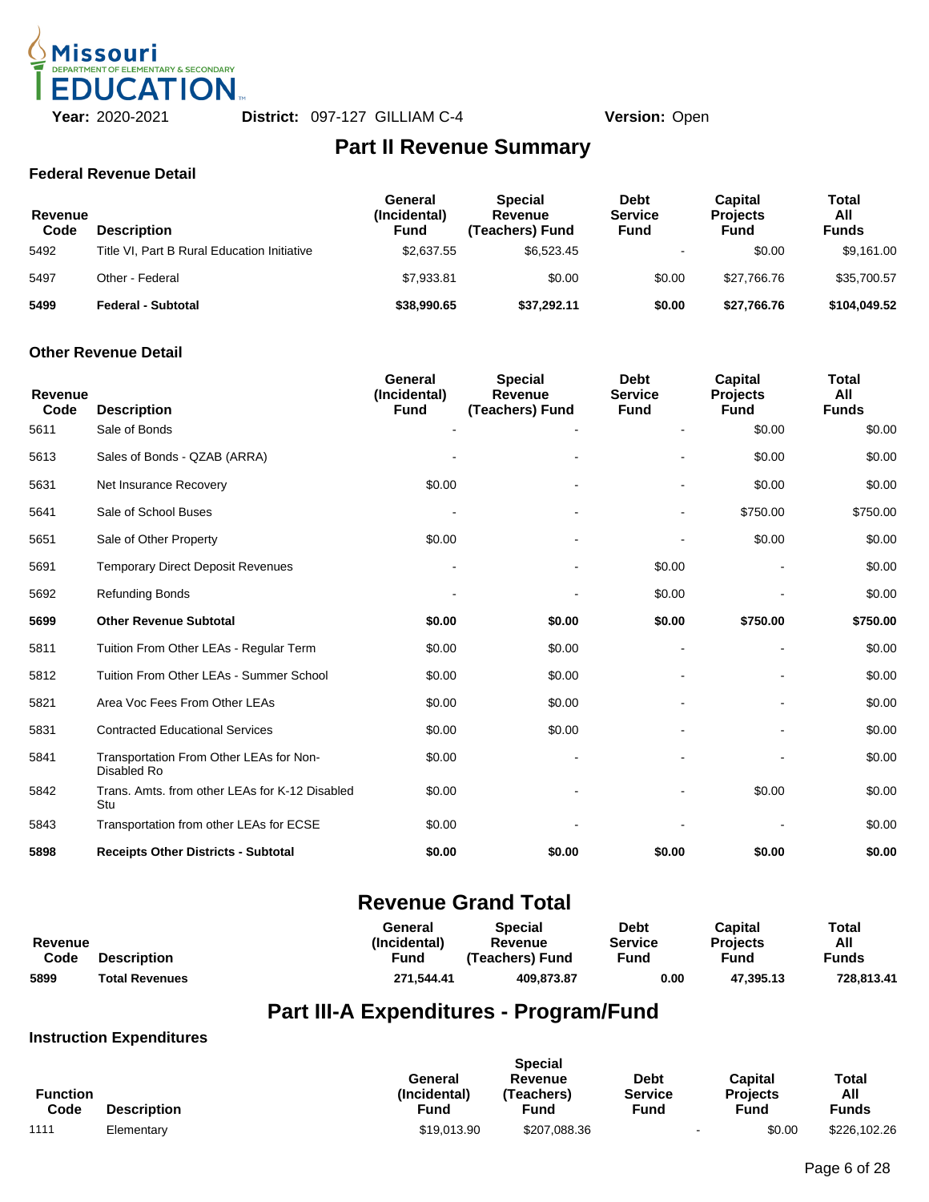Missouri DEPARTMENT OF ELEMENTARY & SECONDARY EDUCATION

**Year:** 2020-2021 **District:** 097-127 GILLIAM C-4 **Version:** Open

# Part II Revenue Summary

### Federal Revenue Detail

| Revenue Code | Description | General (Incidental) Fund | Special Revenue (Teachers) Fund | Debt Service Fund | Capital Projects Fund | Total All Funds |
|---|---|---|---|---|---|---|
| 5492 | Title VI, Part B Rural Education Initiative | $2,637.55 | $6,523.45 | - | $0.00 | $9,161.00 |
| 5497 | Other - Federal | $7,933.81 | $0.00 | $0.00 | $27,766.76 | $35,700.57 |
| **5499** | **Federal - Subtotal** | **$38,990.65** | **$37,292.11** | **$0.00** | **$27,766.76** | **$104,049.52** |

### Other Revenue Detail

| Revenue Code | Description | General (Incidental) Fund | Special Revenue (Teachers) Fund | Debt Service Fund | Capital Projects Fund | Total All Funds |
|---|---|---|---|---|---|---|
| 5611 | Sale of Bonds | - | - | - | $0.00 | $0.00 |
| 5613 | Sales of Bonds - QZAB (ARRA) | - | - | - | $0.00 | $0.00 |
| 5631 | Net Insurance Recovery | $0.00 | - | - | $0.00 | $0.00 |
| 5641 | Sale of School Buses | - | - | - | $750.00 | $750.00 |
| 5651 | Sale of Other Property | $0.00 | - | - | $0.00 | $0.00 |
| 5691 | Temporary Direct Deposit Revenues | - | - | $0.00 | - | $0.00 |
| 5692 | Refunding Bonds | - | - | $0.00 | - | $0.00 |
| **5699** | **Other Revenue Subtotal** | **$0.00** | **$0.00** | **$0.00** | **$750.00** | **$750.00** |
| 5811 | Tuition From Other LEAs - Regular Term | $0.00 | $0.00 | - | - | $0.00 |
| 5812 | Tuition From Other LEAs - Summer School | $0.00 | $0.00 | - | - | $0.00 |
| 5821 | Area Voc Fees From Other LEAs | $0.00 | $0.00 | - | - | $0.00 |
| 5831 | Contracted Educational Services | $0.00 | $0.00 | - | - | $0.00 |
| 5841 | Transportation From Other LEAs for Non-Disabled Ro | $0.00 | - | - | - | $0.00 |
| 5842 | Trans. Amts. from other LEAs for K-12 Disabled Stu | $0.00 | - | - | $0.00 | $0.00 |
| 5843 | Transportation from other LEAs for ECSE | $0.00 | - | - | - | $0.00 |
| **5898** | **Receipts Other Districts - Subtotal** | **$0.00** | **$0.00** | **$0.00** | **$0.00** | **$0.00** |

## Revenue Grand Total

| Revenue Code | Description | General (Incidental) Fund | Special Revenue (Teachers) Fund | Debt Service Fund | Capital Projects Fund | Total All Funds |
|---|---|---|---|---|---|---|
| **5899** | **Total Revenues** | **271,544.41** | **409,873.87** | **0.00** | **47,395.13** | **728,813.41** |

# Part III-A Expenditures - Program/Fund

### Instruction Expenditures

| Function Code | Description | General (Incidental) Fund | Special Revenue (Teachers) Fund | Debt Service Fund | Capital Projects Fund | Total All Funds |
|---|---|---|---|---|---|---|
| 1111 | Elementary | $19,013.90 | $207,088.36 | - | $0.00 | $226,102.26 |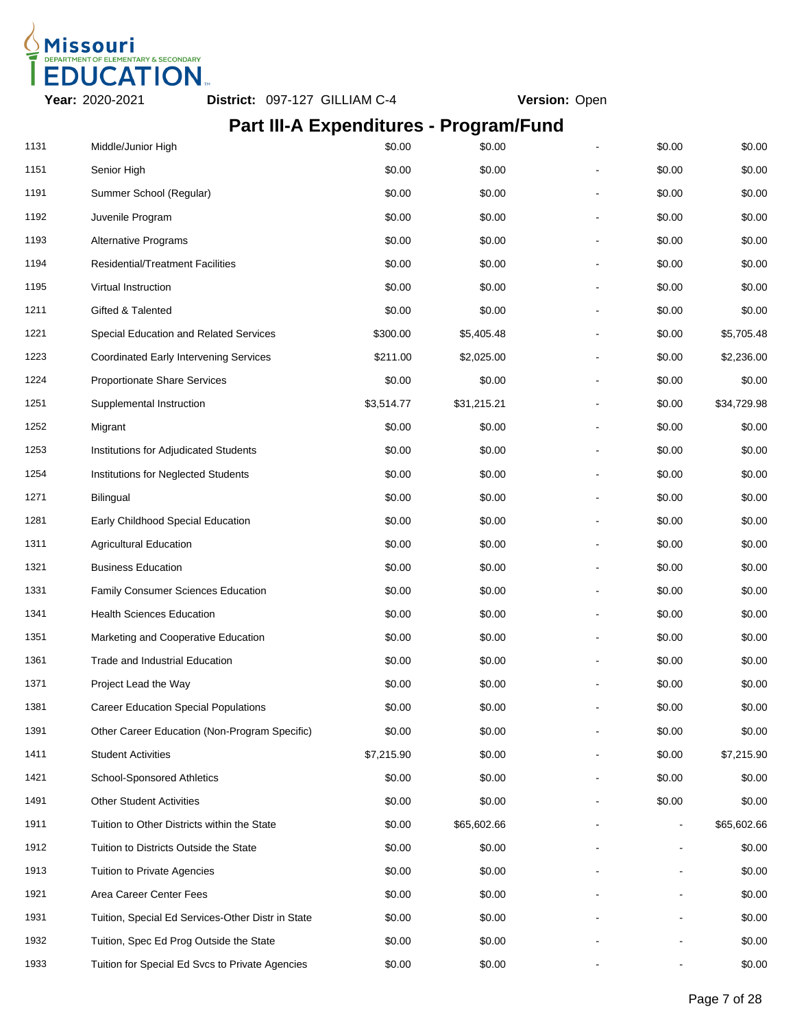Missouri DEPARTMENT OF ELEMENTARY & SECONDARY EDUCATION

**Year:** 2020-2021 **District:** 097-127 GILLIAM C-4 **Version:** Open

## Part III-A Expenditures - Program/Fund

| | | | | | | |
|---|---|---|---|---|---|---|
| 1131 | Middle/Junior High | $0.00 | $0.00 | - | $0.00 | $0.00 |
| 1151 | Senior High | $0.00 | $0.00 | - | $0.00 | $0.00 |
| 1191 | Summer School (Regular) | $0.00 | $0.00 | - | $0.00 | $0.00 |
| 1192 | Juvenile Program | $0.00 | $0.00 | - | $0.00 | $0.00 |
| 1193 | Alternative Programs | $0.00 | $0.00 | - | $0.00 | $0.00 |
| 1194 | Residential/Treatment Facilities | $0.00 | $0.00 | - | $0.00 | $0.00 |
| 1195 | Virtual Instruction | $0.00 | $0.00 | - | $0.00 | $0.00 |
| 1211 | Gifted & Talented | $0.00 | $0.00 | - | $0.00 | $0.00 |
| 1221 | Special Education and Related Services | $300.00 | $5,405.48 | - | $0.00 | $5,705.48 |
| 1223 | Coordinated Early Intervening Services | $211.00 | $2,025.00 | - | $0.00 | $2,236.00 |
| 1224 | Proportionate Share Services | $0.00 | $0.00 | - | $0.00 | $0.00 |
| 1251 | Supplemental Instruction | $3,514.77 | $31,215.21 | - | $0.00 | $34,729.98 |
| 1252 | Migrant | $0.00 | $0.00 | - | $0.00 | $0.00 |
| 1253 | Institutions for Adjudicated Students | $0.00 | $0.00 | - | $0.00 | $0.00 |
| 1254 | Institutions for Neglected Students | $0.00 | $0.00 | - | $0.00 | $0.00 |
| 1271 | Bilingual | $0.00 | $0.00 | - | $0.00 | $0.00 |
| 1281 | Early Childhood Special Education | $0.00 | $0.00 | - | $0.00 | $0.00 |
| 1311 | Agricultural Education | $0.00 | $0.00 | - | $0.00 | $0.00 |
| 1321 | Business Education | $0.00 | $0.00 | - | $0.00 | $0.00 |
| 1331 | Family Consumer Sciences Education | $0.00 | $0.00 | - | $0.00 | $0.00 |
| 1341 | Health Sciences Education | $0.00 | $0.00 | - | $0.00 | $0.00 |
| 1351 | Marketing and Cooperative Education | $0.00 | $0.00 | - | $0.00 | $0.00 |
| 1361 | Trade and Industrial Education | $0.00 | $0.00 | - | $0.00 | $0.00 |
| 1371 | Project Lead the Way | $0.00 | $0.00 | - | $0.00 | $0.00 |
| 1381 | Career Education Special Populations | $0.00 | $0.00 | - | $0.00 | $0.00 |
| 1391 | Other Career Education (Non-Program Specific) | $0.00 | $0.00 | - | $0.00 | $0.00 |
| 1411 | Student Activities | $7,215.90 | $0.00 | - | $0.00 | $7,215.90 |
| 1421 | School-Sponsored Athletics | $0.00 | $0.00 | - | $0.00 | $0.00 |
| 1491 | Other Student Activities | $0.00 | $0.00 | - | $0.00 | $0.00 |
| 1911 | Tuition to Other Districts within the State | $0.00 | $65,602.66 | - | - | $65,602.66 |
| 1912 | Tuition to Districts Outside the State | $0.00 | $0.00 | - | - | $0.00 |
| 1913 | Tuition to Private Agencies | $0.00 | $0.00 | - | - | $0.00 |
| 1921 | Area Career Center Fees | $0.00 | $0.00 | - | - | $0.00 |
| 1931 | Tuition, Special Ed Services-Other Distr in State | $0.00 | $0.00 | - | - | $0.00 |
| 1932 | Tuition, Spec Ed Prog Outside the State | $0.00 | $0.00 | - | - | $0.00 |
| 1933 | Tuition for Special Ed Svcs to Private Agencies | $0.00 | $0.00 | - | - | $0.00 |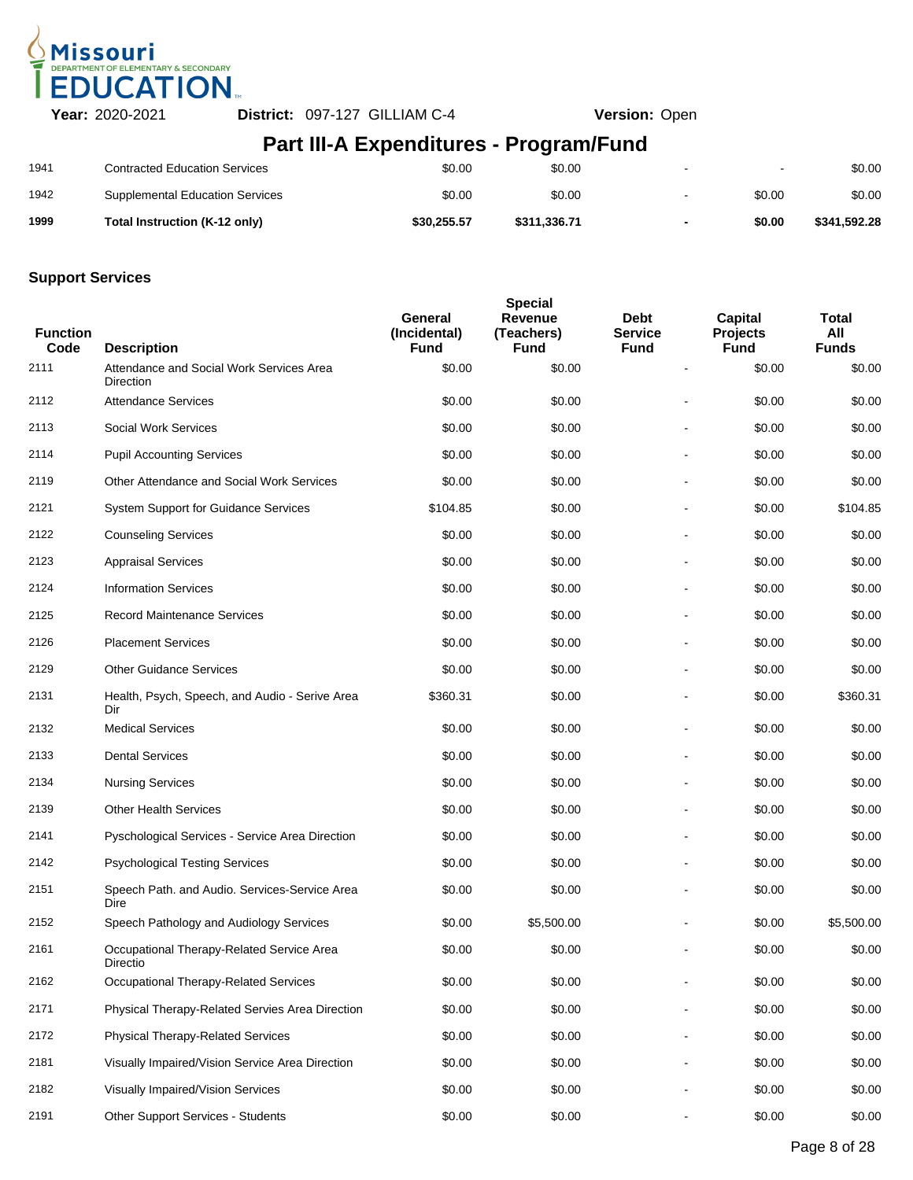**Year:** 2020-2021 **District:** 097-127 GILLIAM C-4 **Version:** Open

# Part III-A Expenditures - Program/Fund

| | | | | | | |
|---|---|---|---|---|---|---|
| 1941 | Contracted Education Services | $0.00 | $0.00 | - | - | $0.00 |
| 1942 | Supplemental Education Services | $0.00 | $0.00 | - | $0.00 | $0.00 |
| **1999** | **Total Instruction (K-12 only)** | **$30,255.57** | **$311,336.71** | **-** | **$0.00** | **$341,592.28** |

## Support Services

| Function Code | Description | General (Incidental) Fund | Special Revenue (Teachers) Fund | Debt Service Fund | Capital Projects Fund | Total All Funds |
|---|---|---|---|---|---|---|
| 2111 | Attendance and Social Work Services Area Direction | $0.00 | $0.00 | - | $0.00 | $0.00 |
| 2112 | Attendance Services | $0.00 | $0.00 | - | $0.00 | $0.00 |
| 2113 | Social Work Services | $0.00 | $0.00 | - | $0.00 | $0.00 |
| 2114 | Pupil Accounting Services | $0.00 | $0.00 | - | $0.00 | $0.00 |
| 2119 | Other Attendance and Social Work Services | $0.00 | $0.00 | - | $0.00 | $0.00 |
| 2121 | System Support for Guidance Services | $104.85 | $0.00 | - | $0.00 | $104.85 |
| 2122 | Counseling Services | $0.00 | $0.00 | - | $0.00 | $0.00 |
| 2123 | Appraisal Services | $0.00 | $0.00 | - | $0.00 | $0.00 |
| 2124 | Information Services | $0.00 | $0.00 | - | $0.00 | $0.00 |
| 2125 | Record Maintenance Services | $0.00 | $0.00 | - | $0.00 | $0.00 |
| 2126 | Placement Services | $0.00 | $0.00 | - | $0.00 | $0.00 |
| 2129 | Other Guidance Services | $0.00 | $0.00 | - | $0.00 | $0.00 |
| 2131 | Health, Psych, Speech, and Audio - Serive Area Dir | $360.31 | $0.00 | - | $0.00 | $360.31 |
| 2132 | Medical Services | $0.00 | $0.00 | - | $0.00 | $0.00 |
| 2133 | Dental Services | $0.00 | $0.00 | - | $0.00 | $0.00 |
| 2134 | Nursing Services | $0.00 | $0.00 | - | $0.00 | $0.00 |
| 2139 | Other Health Services | $0.00 | $0.00 | - | $0.00 | $0.00 |
| 2141 | Pyschological Services - Service Area Direction | $0.00 | $0.00 | - | $0.00 | $0.00 |
| 2142 | Psychological Testing Services | $0.00 | $0.00 | - | $0.00 | $0.00 |
| 2151 | Speech Path. and Audio. Services-Service Area Dire | $0.00 | $0.00 | - | $0.00 | $0.00 |
| 2152 | Speech Pathology and Audiology Services | $0.00 | $5,500.00 | - | $0.00 | $5,500.00 |
| 2161 | Occupational Therapy-Related Service Area Directio | $0.00 | $0.00 | - | $0.00 | $0.00 |
| 2162 | Occupational Therapy-Related Services | $0.00 | $0.00 | - | $0.00 | $0.00 |
| 2171 | Physical Therapy-Related Servies Area Direction | $0.00 | $0.00 | - | $0.00 | $0.00 |
| 2172 | Physical Therapy-Related Services | $0.00 | $0.00 | - | $0.00 | $0.00 |
| 2181 | Visually Impaired/Vision Service Area Direction | $0.00 | $0.00 | - | $0.00 | $0.00 |
| 2182 | Visually Impaired/Vision Services | $0.00 | $0.00 | - | $0.00 | $0.00 |
| 2191 | Other Support Services - Students | $0.00 | $0.00 | - | $0.00 | $0.00 |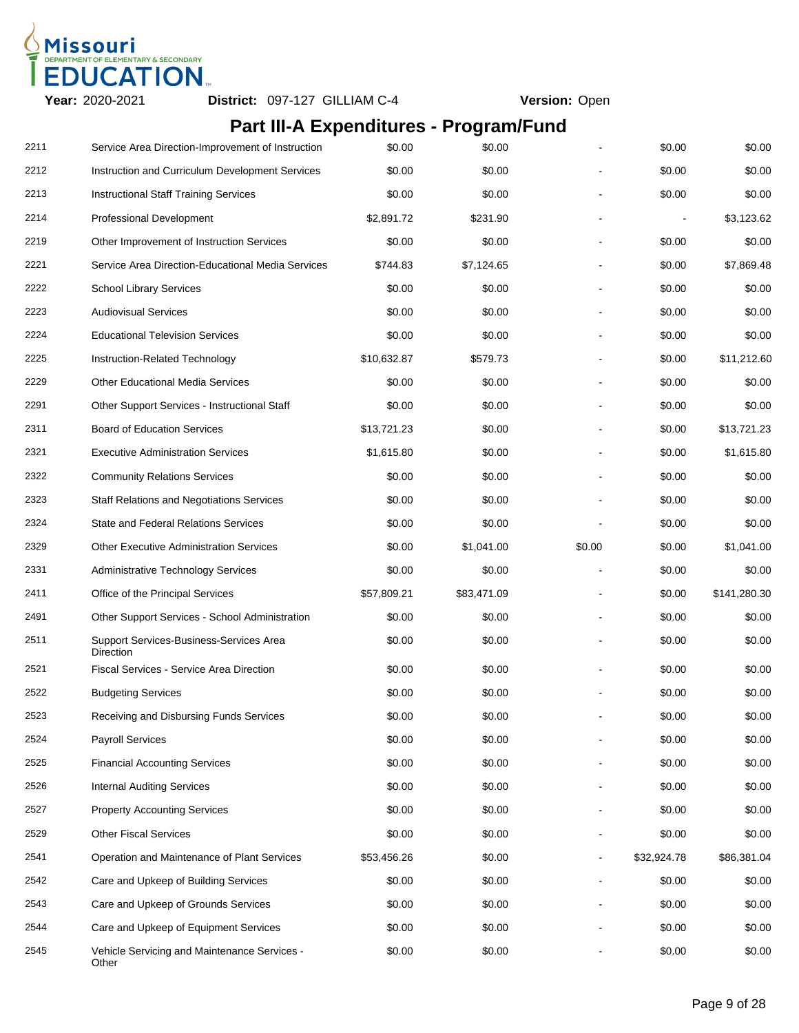**Year:** 2020-2021 **District:** 097-127 GILLIAM C-4 **Version:** Open

# Part III-A Expenditures - Program/Fund

| | | | | | | |
|---|---|---|---|---|---|---|
| 2211 | Service Area Direction-Improvement of Instruction | $0.00 | $0.00 | - | $0.00 | $0.00 |
| 2212 | Instruction and Curriculum Development Services | $0.00 | $0.00 | - | $0.00 | $0.00 |
| 2213 | Instructional Staff Training Services | $0.00 | $0.00 | - | $0.00 | $0.00 |
| 2214 | Professional Development | $2,891.72 | $231.90 | - | - | $3,123.62 |
| 2219 | Other Improvement of Instruction Services | $0.00 | $0.00 | - | $0.00 | $0.00 |
| 2221 | Service Area Direction-Educational Media Services | $744.83 | $7,124.65 | - | $0.00 | $7,869.48 |
| 2222 | School Library Services | $0.00 | $0.00 | - | $0.00 | $0.00 |
| 2223 | Audiovisual Services | $0.00 | $0.00 | - | $0.00 | $0.00 |
| 2224 | Educational Television Services | $0.00 | $0.00 | - | $0.00 | $0.00 |
| 2225 | Instruction-Related Technology | $10,632.87 | $579.73 | - | $0.00 | $11,212.60 |
| 2229 | Other Educational Media Services | $0.00 | $0.00 | - | $0.00 | $0.00 |
| 2291 | Other Support Services - Instructional Staff | $0.00 | $0.00 | - | $0.00 | $0.00 |
| 2311 | Board of Education Services | $13,721.23 | $0.00 | - | $0.00 | $13,721.23 |
| 2321 | Executive Administration Services | $1,615.80 | $0.00 | - | $0.00 | $1,615.80 |
| 2322 | Community Relations Services | $0.00 | $0.00 | - | $0.00 | $0.00 |
| 2323 | Staff Relations and Negotiations Services | $0.00 | $0.00 | - | $0.00 | $0.00 |
| 2324 | State and Federal Relations Services | $0.00 | $0.00 | - | $0.00 | $0.00 |
| 2329 | Other Executive Administration Services | $0.00 | $1,041.00 | $0.00 | $0.00 | $1,041.00 |
| 2331 | Administrative Technology Services | $0.00 | $0.00 | - | $0.00 | $0.00 |
| 2411 | Office of the Principal Services | $57,809.21 | $83,471.09 | - | $0.00 | $141,280.30 |
| 2491 | Other Support Services - School Administration | $0.00 | $0.00 | - | $0.00 | $0.00 |
| 2511 | Support Services-Business-Services Area Direction | $0.00 | $0.00 | - | $0.00 | $0.00 |
| 2521 | Fiscal Services - Service Area Direction | $0.00 | $0.00 | - | $0.00 | $0.00 |
| 2522 | Budgeting Services | $0.00 | $0.00 | - | $0.00 | $0.00 |
| 2523 | Receiving and Disbursing Funds Services | $0.00 | $0.00 | - | $0.00 | $0.00 |
| 2524 | Payroll Services | $0.00 | $0.00 | - | $0.00 | $0.00 |
| 2525 | Financial Accounting Services | $0.00 | $0.00 | - | $0.00 | $0.00 |
| 2526 | Internal Auditing Services | $0.00 | $0.00 | - | $0.00 | $0.00 |
| 2527 | Property Accounting Services | $0.00 | $0.00 | - | $0.00 | $0.00 |
| 2529 | Other Fiscal Services | $0.00 | $0.00 | - | $0.00 | $0.00 |
| 2541 | Operation and Maintenance of Plant Services | $53,456.26 | $0.00 | - | $32,924.78 | $86,381.04 |
| 2542 | Care and Upkeep of Building Services | $0.00 | $0.00 | - | $0.00 | $0.00 |
| 2543 | Care and Upkeep of Grounds Services | $0.00 | $0.00 | - | $0.00 | $0.00 |
| 2544 | Care and Upkeep of Equipment Services | $0.00 | $0.00 | - | $0.00 | $0.00 |
| 2545 | Vehicle Servicing and Maintenance Services - Other | $0.00 | $0.00 | - | $0.00 | $0.00 |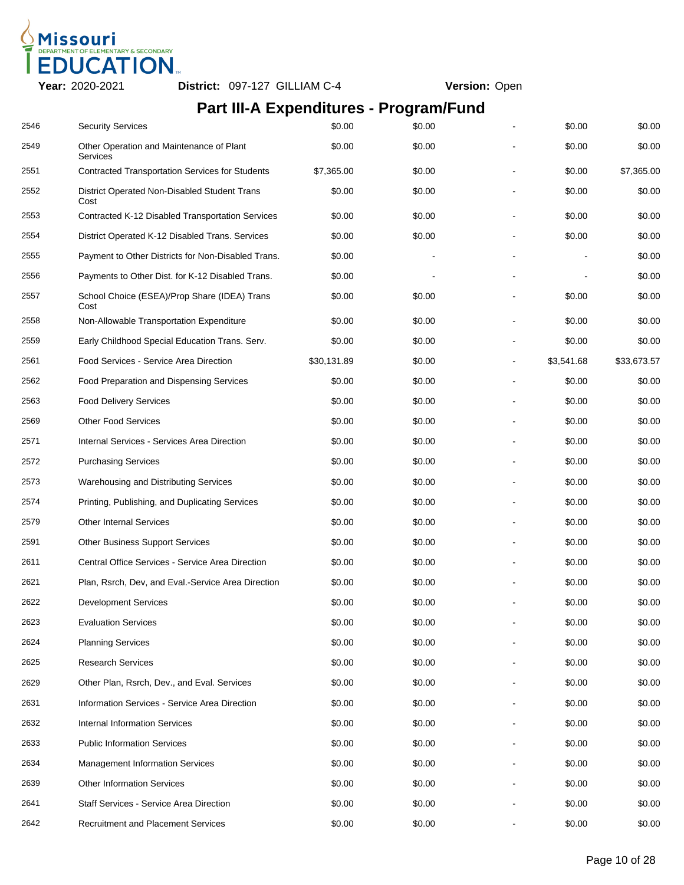**Year:** 2020-2021 **District:** 097-127 GILLIAM C-4 **Version:** Open

## Part III-A Expenditures - Program/Fund

| | | | | | | |
|---|---|---|---|---|---|---|
| 2546 | Security Services | $0.00 | $0.00 | - | $0.00 | $0.00 |
| 2549 | Other Operation and Maintenance of Plant Services | $0.00 | $0.00 | - | $0.00 | $0.00 |
| 2551 | Contracted Transportation Services for Students | $7,365.00 | $0.00 | - | $0.00 | $7,365.00 |
| 2552 | District Operated Non-Disabled Student Trans Cost | $0.00 | $0.00 | - | $0.00 | $0.00 |
| 2553 | Contracted K-12 Disabled Transportation Services | $0.00 | $0.00 | - | $0.00 | $0.00 |
| 2554 | District Operated K-12 Disabled Trans. Services | $0.00 | $0.00 | - | $0.00 | $0.00 |
| 2555 | Payment to Other Districts for Non-Disabled Trans. | $0.00 | - | - | - | $0.00 |
| 2556 | Payments to Other Dist. for K-12 Disabled Trans. | $0.00 | - | - | - | $0.00 |
| 2557 | School Choice (ESEA)/Prop Share (IDEA) Trans Cost | $0.00 | $0.00 | - | $0.00 | $0.00 |
| 2558 | Non-Allowable Transportation Expenditure | $0.00 | $0.00 | - | $0.00 | $0.00 |
| 2559 | Early Childhood Special Education Trans. Serv. | $0.00 | $0.00 | - | $0.00 | $0.00 |
| 2561 | Food Services - Service Area Direction | $30,131.89 | $0.00 | - | $3,541.68 | $33,673.57 |
| 2562 | Food Preparation and Dispensing Services | $0.00 | $0.00 | - | $0.00 | $0.00 |
| 2563 | Food Delivery Services | $0.00 | $0.00 | - | $0.00 | $0.00 |
| 2569 | Other Food Services | $0.00 | $0.00 | - | $0.00 | $0.00 |
| 2571 | Internal Services - Services Area Direction | $0.00 | $0.00 | - | $0.00 | $0.00 |
| 2572 | Purchasing Services | $0.00 | $0.00 | - | $0.00 | $0.00 |
| 2573 | Warehousing and Distributing Services | $0.00 | $0.00 | - | $0.00 | $0.00 |
| 2574 | Printing, Publishing, and Duplicating Services | $0.00 | $0.00 | - | $0.00 | $0.00 |
| 2579 | Other Internal Services | $0.00 | $0.00 | - | $0.00 | $0.00 |
| 2591 | Other Business Support Services | $0.00 | $0.00 | - | $0.00 | $0.00 |
| 2611 | Central Office Services - Service Area Direction | $0.00 | $0.00 | - | $0.00 | $0.00 |
| 2621 | Plan, Rsrch, Dev, and Eval.-Service Area Direction | $0.00 | $0.00 | - | $0.00 | $0.00 |
| 2622 | Development Services | $0.00 | $0.00 | - | $0.00 | $0.00 |
| 2623 | Evaluation Services | $0.00 | $0.00 | - | $0.00 | $0.00 |
| 2624 | Planning Services | $0.00 | $0.00 | - | $0.00 | $0.00 |
| 2625 | Research Services | $0.00 | $0.00 | - | $0.00 | $0.00 |
| 2629 | Other Plan, Rsrch, Dev., and Eval. Services | $0.00 | $0.00 | - | $0.00 | $0.00 |
| 2631 | Information Services - Service Area Direction | $0.00 | $0.00 | - | $0.00 | $0.00 |
| 2632 | Internal Information Services | $0.00 | $0.00 | - | $0.00 | $0.00 |
| 2633 | Public Information Services | $0.00 | $0.00 | - | $0.00 | $0.00 |
| 2634 | Management Information Services | $0.00 | $0.00 | - | $0.00 | $0.00 |
| 2639 | Other Information Services | $0.00 | $0.00 | - | $0.00 | $0.00 |
| 2641 | Staff Services - Service Area Direction | $0.00 | $0.00 | - | $0.00 | $0.00 |
| 2642 | Recruitment and Placement Services | $0.00 | $0.00 | - | $0.00 | $0.00 |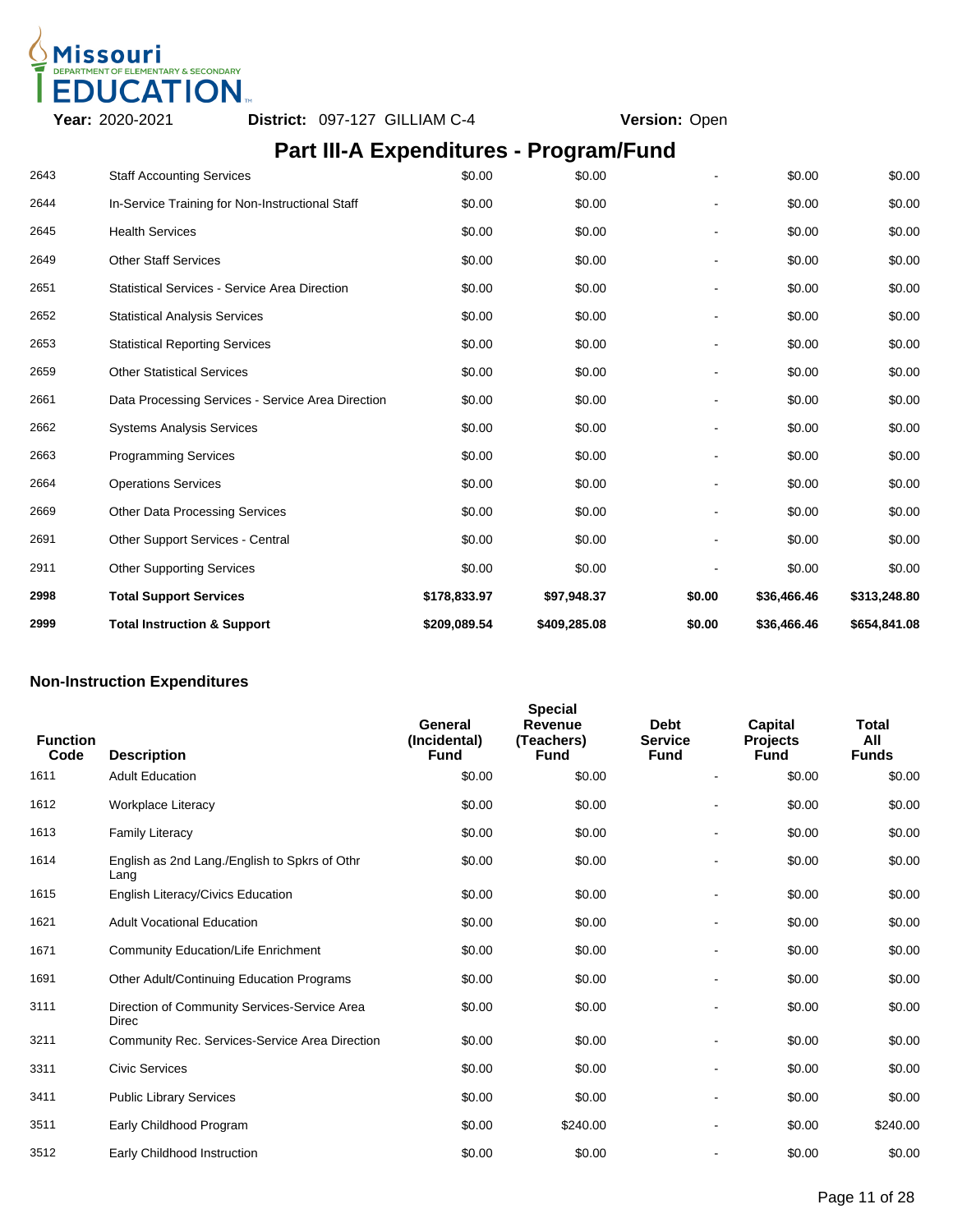**Year:** 2020-2021 **District:** 097-127 GILLIAM C-4 **Version:** Open

# Part III-A Expenditures - Program/Fund

| | | | | | | |
|---|---|---|---|---|---|---|
| 2643 | Staff Accounting Services | $0.00 | $0.00 | - | $0.00 | $0.00 |
| 2644 | In-Service Training for Non-Instructional Staff | $0.00 | $0.00 | - | $0.00 | $0.00 |
| 2645 | Health Services | $0.00 | $0.00 | - | $0.00 | $0.00 |
| 2649 | Other Staff Services | $0.00 | $0.00 | - | $0.00 | $0.00 |
| 2651 | Statistical Services - Service Area Direction | $0.00 | $0.00 | - | $0.00 | $0.00 |
| 2652 | Statistical Analysis Services | $0.00 | $0.00 | - | $0.00 | $0.00 |
| 2653 | Statistical Reporting Services | $0.00 | $0.00 | - | $0.00 | $0.00 |
| 2659 | Other Statistical Services | $0.00 | $0.00 | - | $0.00 | $0.00 |
| 2661 | Data Processing Services - Service Area Direction | $0.00 | $0.00 | - | $0.00 | $0.00 |
| 2662 | Systems Analysis Services | $0.00 | $0.00 | - | $0.00 | $0.00 |
| 2663 | Programming Services | $0.00 | $0.00 | - | $0.00 | $0.00 |
| 2664 | Operations Services | $0.00 | $0.00 | - | $0.00 | $0.00 |
| 2669 | Other Data Processing Services | $0.00 | $0.00 | - | $0.00 | $0.00 |
| 2691 | Other Support Services - Central | $0.00 | $0.00 | - | $0.00 | $0.00 |
| 2911 | Other Supporting Services | $0.00 | $0.00 | - | $0.00 | $0.00 |
| **2998** | **Total Support Services** | **$178,833.97** | **$97,948.37** | **$0.00** | **$36,466.46** | **$313,248.80** |
| **2999** | **Total Instruction & Support** | **$209,089.54** | **$409,285.08** | **$0.00** | **$36,466.46** | **$654,841.08** |

## Non-Instruction Expenditures

| Function Code | Description | General (Incidental) Fund | Special Revenue (Teachers) Fund | Debt Service Fund | Capital Projects Fund | Total All Funds |
|---|---|---|---|---|---|---|
| 1611 | Adult Education | $0.00 | $0.00 | - | $0.00 | $0.00 |
| 1612 | Workplace Literacy | $0.00 | $0.00 | - | $0.00 | $0.00 |
| 1613 | Family Literacy | $0.00 | $0.00 | - | $0.00 | $0.00 |
| 1614 | English as 2nd Lang./English to Spkrs of Othr Lang | $0.00 | $0.00 | - | $0.00 | $0.00 |
| 1615 | English Literacy/Civics Education | $0.00 | $0.00 | - | $0.00 | $0.00 |
| 1621 | Adult Vocational Education | $0.00 | $0.00 | - | $0.00 | $0.00 |
| 1671 | Community Education/Life Enrichment | $0.00 | $0.00 | - | $0.00 | $0.00 |
| 1691 | Other Adult/Continuing Education Programs | $0.00 | $0.00 | - | $0.00 | $0.00 |
| 3111 | Direction of Community Services-Service Area Direc | $0.00 | $0.00 | - | $0.00 | $0.00 |
| 3211 | Community Rec. Services-Service Area Direction | $0.00 | $0.00 | - | $0.00 | $0.00 |
| 3311 | Civic Services | $0.00 | $0.00 | - | $0.00 | $0.00 |
| 3411 | Public Library Services | $0.00 | $0.00 | - | $0.00 | $0.00 |
| 3511 | Early Childhood Program | $0.00 | $240.00 | - | $0.00 | $240.00 |
| 3512 | Early Childhood Instruction | $0.00 | $0.00 | - | $0.00 | $0.00 |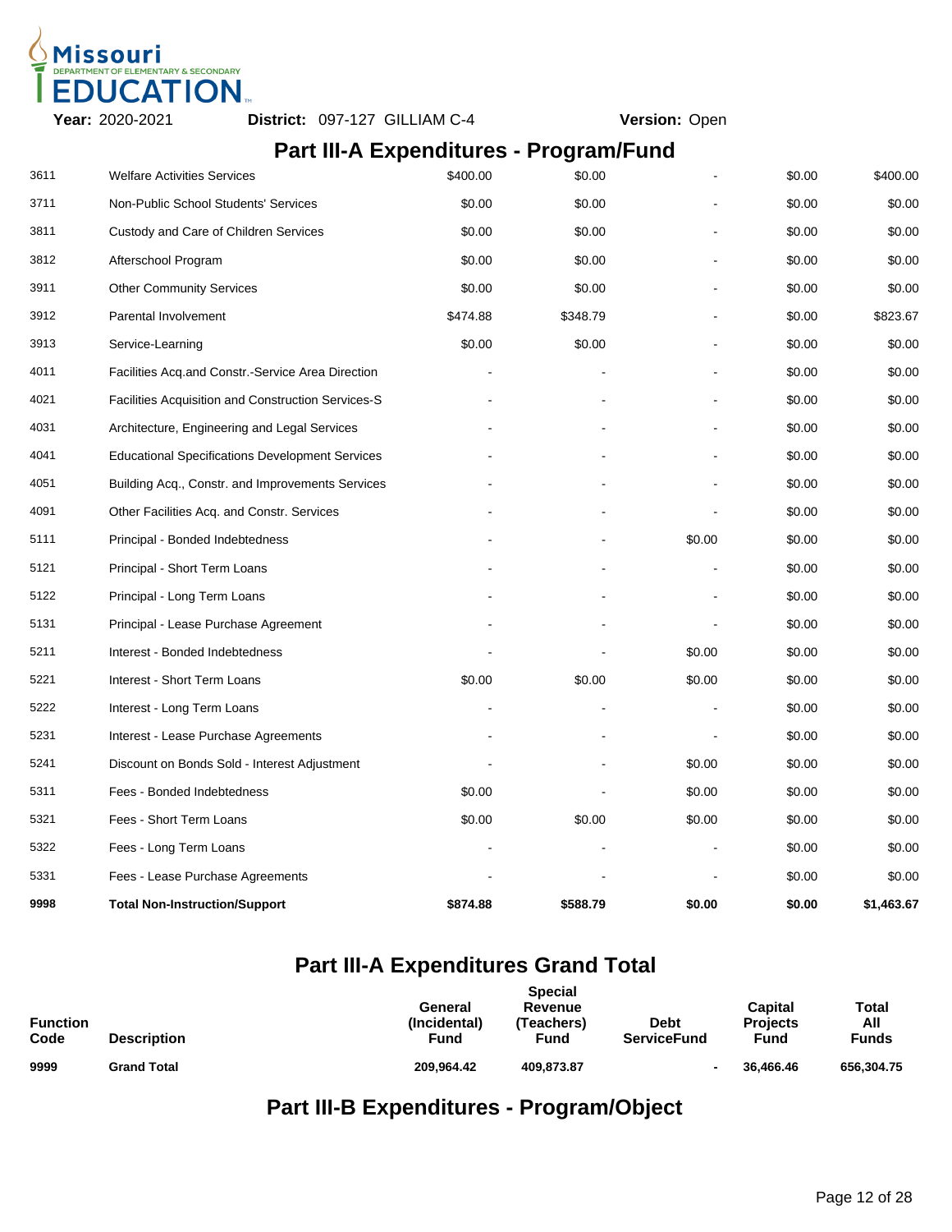**Year:** 2020-2021 **District:** 097-127 GILLIAM C-4 **Version:** Open

## Part III-A Expenditures - Program/Fund

| | | | | | | |
|---|---|---|---|---|---|---|
| 3611 | Welfare Activities Services | $400.00 | $0.00 | - | $0.00 | $400.00 |
| 3711 | Non-Public School Students' Services | $0.00 | $0.00 | - | $0.00 | $0.00 |
| 3811 | Custody and Care of Children Services | $0.00 | $0.00 | - | $0.00 | $0.00 |
| 3812 | Afterschool Program | $0.00 | $0.00 | - | $0.00 | $0.00 |
| 3911 | Other Community Services | $0.00 | $0.00 | - | $0.00 | $0.00 |
| 3912 | Parental Involvement | $474.88 | $348.79 | - | $0.00 | $823.67 |
| 3913 | Service-Learning | $0.00 | $0.00 | - | $0.00 | $0.00 |
| 4011 | Facilities Acq.and Constr.-Service Area Direction | - | - | - | $0.00 | $0.00 |
| 4021 | Facilities Acquisition and Construction Services-S | - | - | - | $0.00 | $0.00 |
| 4031 | Architecture, Engineering and Legal Services | - | - | - | $0.00 | $0.00 |
| 4041 | Educational Specifications Development Services | - | - | - | $0.00 | $0.00 |
| 4051 | Building Acq., Constr. and Improvements Services | - | - | - | $0.00 | $0.00 |
| 4091 | Other Facilities Acq. and Constr. Services | - | - | - | $0.00 | $0.00 |
| 5111 | Principal - Bonded Indebtedness | - | - | $0.00 | $0.00 | $0.00 |
| 5121 | Principal - Short Term Loans | - | - | - | $0.00 | $0.00 |
| 5122 | Principal - Long Term Loans | - | - | - | $0.00 | $0.00 |
| 5131 | Principal - Lease Purchase Agreement | - | - | - | $0.00 | $0.00 |
| 5211 | Interest - Bonded Indebtedness | - | - | $0.00 | $0.00 | $0.00 |
| 5221 | Interest - Short Term Loans | $0.00 | $0.00 | $0.00 | $0.00 | $0.00 |
| 5222 | Interest - Long Term Loans | - | - | - | $0.00 | $0.00 |
| 5231 | Interest - Lease Purchase Agreements | - | - | - | $0.00 | $0.00 |
| 5241 | Discount on Bonds Sold - Interest Adjustment | - | - | $0.00 | $0.00 | $0.00 |
| 5311 | Fees - Bonded Indebtedness | $0.00 | - | $0.00 | $0.00 | $0.00 |
| 5321 | Fees - Short Term Loans | $0.00 | $0.00 | $0.00 | $0.00 | $0.00 |
| 5322 | Fees - Long Term Loans | - | - | - | $0.00 | $0.00 |
| 5331 | Fees - Lease Purchase Agreements | - | - | - | $0.00 | $0.00 |
| **9998** | **Total Non-Instruction/Support** | **$874.88** | **$588.79** | **$0.00** | **$0.00** | **$1,463.67** |

## Part III-A Expenditures Grand Total

| Function Code | Description | General (Incidental) Fund | Special Revenue (Teachers) Fund | Debt ServiceFund | Capital Projects Fund | Total All Funds |
|---|---|---|---|---|---|---|
| **9999** | **Grand Total** | **209,964.42** | **409,873.87** | **-** | **36,466.46** | **656,304.75** |

## Part III-B Expenditures - Program/Object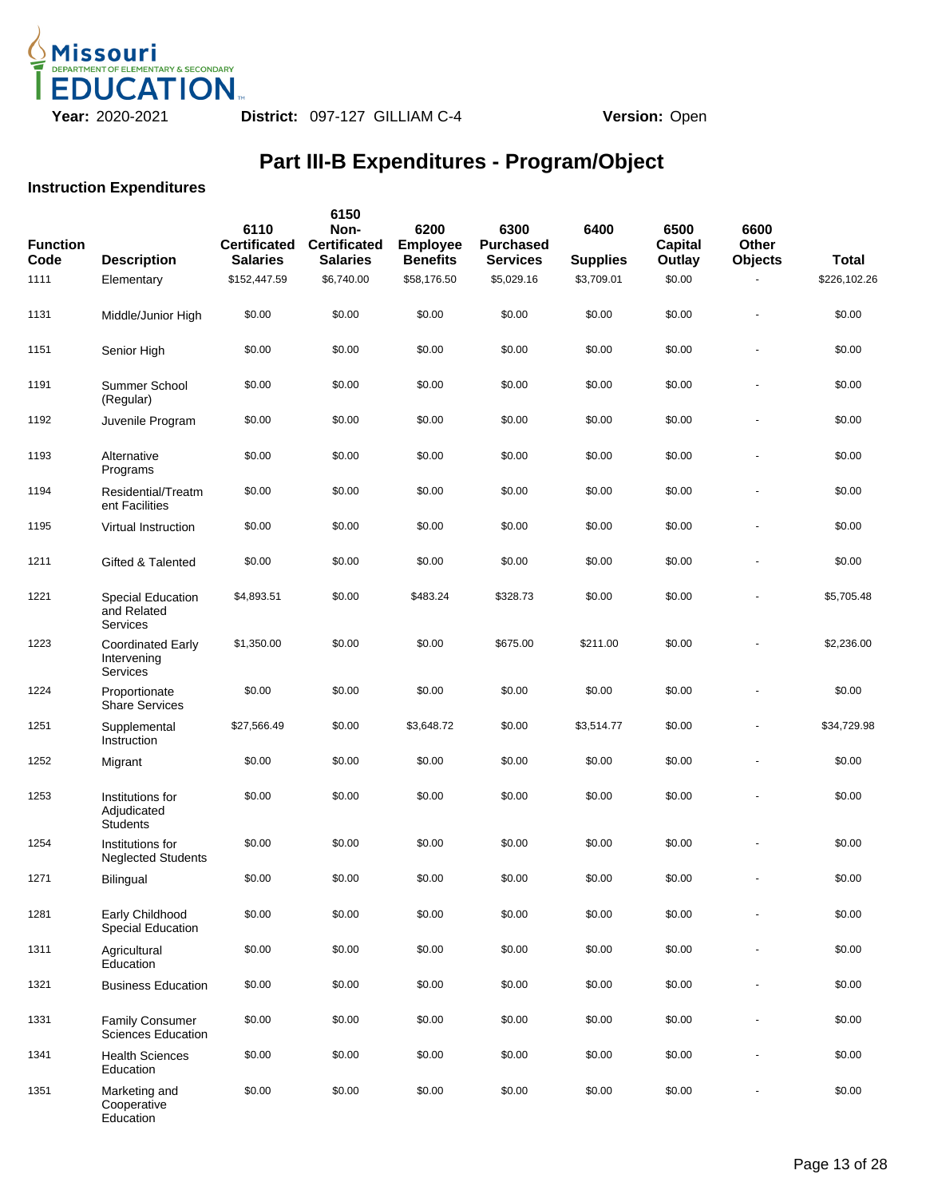**Year:** 2020-2021 **District:** 097-127 GILLIAM C-4 **Version:** Open

# Part III-B Expenditures - Program/Object

### Instruction Expenditures

| Function Code | Description | 6110 Certificated Salaries | 6150 Non-Certificated Salaries | 6200 Employee Benefits | 6300 Purchased Services | 6400 Supplies | 6500 Capital Outlay | 6600 Other Objects | Total |
|---|---|---|---|---|---|---|---|---|---|
| 1111 | Elementary | $152,447.59 | $6,740.00 | $58,176.50 | $5,029.16 | $3,709.01 | $0.00 | - | $226,102.26 |
| 1131 | Middle/Junior High | $0.00 | $0.00 | $0.00 | $0.00 | $0.00 | $0.00 | - | $0.00 |
| 1151 | Senior High | $0.00 | $0.00 | $0.00 | $0.00 | $0.00 | $0.00 | - | $0.00 |
| 1191 | Summer School (Regular) | $0.00 | $0.00 | $0.00 | $0.00 | $0.00 | $0.00 | - | $0.00 |
| 1192 | Juvenile Program | $0.00 | $0.00 | $0.00 | $0.00 | $0.00 | $0.00 | - | $0.00 |
| 1193 | Alternative Programs | $0.00 | $0.00 | $0.00 | $0.00 | $0.00 | $0.00 | - | $0.00 |
| 1194 | Residential/Treatment Facilities | $0.00 | $0.00 | $0.00 | $0.00 | $0.00 | $0.00 | - | $0.00 |
| 1195 | Virtual Instruction | $0.00 | $0.00 | $0.00 | $0.00 | $0.00 | $0.00 | - | $0.00 |
| 1211 | Gifted & Talented | $0.00 | $0.00 | $0.00 | $0.00 | $0.00 | $0.00 | - | $0.00 |
| 1221 | Special Education and Related Services | $4,893.51 | $0.00 | $483.24 | $328.73 | $0.00 | $0.00 | - | $5,705.48 |
| 1223 | Coordinated Early Intervening Services | $1,350.00 | $0.00 | $0.00 | $675.00 | $211.00 | $0.00 | - | $2,236.00 |
| 1224 | Proportionate Share Services | $0.00 | $0.00 | $0.00 | $0.00 | $0.00 | $0.00 | - | $0.00 |
| 1251 | Supplemental Instruction | $27,566.49 | $0.00 | $3,648.72 | $0.00 | $3,514.77 | $0.00 | - | $34,729.98 |
| 1252 | Migrant | $0.00 | $0.00 | $0.00 | $0.00 | $0.00 | $0.00 | - | $0.00 |
| 1253 | Institutions for Adjudicated Students | $0.00 | $0.00 | $0.00 | $0.00 | $0.00 | $0.00 | - | $0.00 |
| 1254 | Institutions for Neglected Students | $0.00 | $0.00 | $0.00 | $0.00 | $0.00 | $0.00 | - | $0.00 |
| 1271 | Bilingual | $0.00 | $0.00 | $0.00 | $0.00 | $0.00 | $0.00 | - | $0.00 |
| 1281 | Early Childhood Special Education | $0.00 | $0.00 | $0.00 | $0.00 | $0.00 | $0.00 | - | $0.00 |
| 1311 | Agricultural Education | $0.00 | $0.00 | $0.00 | $0.00 | $0.00 | $0.00 | - | $0.00 |
| 1321 | Business Education | $0.00 | $0.00 | $0.00 | $0.00 | $0.00 | $0.00 | - | $0.00 |
| 1331 | Family Consumer Sciences Education | $0.00 | $0.00 | $0.00 | $0.00 | $0.00 | $0.00 | - | $0.00 |
| 1341 | Health Sciences Education | $0.00 | $0.00 | $0.00 | $0.00 | $0.00 | $0.00 | - | $0.00 |
| 1351 | Marketing and Cooperative Education | $0.00 | $0.00 | $0.00 | $0.00 | $0.00 | $0.00 | - | $0.00 |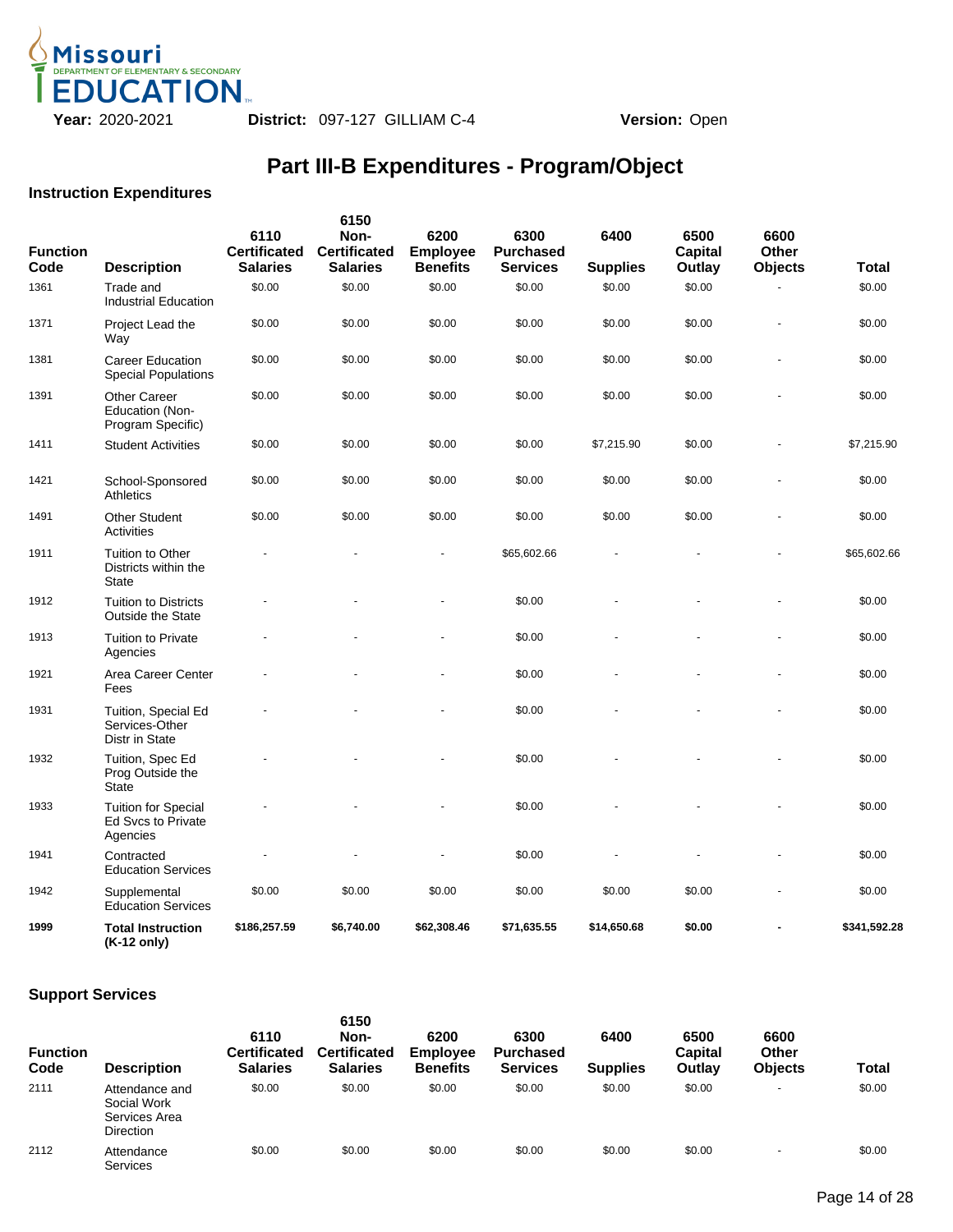**Year:** 2020-2021 **District:** 097-127 GILLIAM C-4 **Version:** Open

# Part III-B Expenditures - Program/Object

### Instruction Expenditures

| Function Code | Description | 6110 Certificated Salaries | 6150 Non-Certificated Salaries | 6200 Employee Benefits | 6300 Purchased Services | 6400 Supplies | 6500 Capital Outlay | 6600 Other Objects | Total |
|---|---|---|---|---|---|---|---|---|---|
| 1361 | Trade and Industrial Education | $0.00 | $0.00 | $0.00 | $0.00 | $0.00 | $0.00 | - | $0.00 |
| 1371 | Project Lead the Way | $0.00 | $0.00 | $0.00 | $0.00 | $0.00 | $0.00 | - | $0.00 |
| 1381 | Career Education Special Populations | $0.00 | $0.00 | $0.00 | $0.00 | $0.00 | $0.00 | - | $0.00 |
| 1391 | Other Career Education (Non-Program Specific) | $0.00 | $0.00 | $0.00 | $0.00 | $0.00 | $0.00 | - | $0.00 |
| 1411 | Student Activities | $0.00 | $0.00 | $0.00 | $0.00 | $7,215.90 | $0.00 | - | $7,215.90 |
| 1421 | School-Sponsored Athletics | $0.00 | $0.00 | $0.00 | $0.00 | $0.00 | $0.00 | - | $0.00 |
| 1491 | Other Student Activities | $0.00 | $0.00 | $0.00 | $0.00 | $0.00 | $0.00 | - | $0.00 |
| 1911 | Tuition to Other Districts within the State | - | - | - | $65,602.66 | - | - | - | $65,602.66 |
| 1912 | Tuition to Districts Outside the State | - | - | - | $0.00 | - | - | - | $0.00 |
| 1913 | Tuition to Private Agencies | - | - | - | $0.00 | - | - | - | $0.00 |
| 1921 | Area Career Center Fees | - | - | - | $0.00 | - | - | - | $0.00 |
| 1931 | Tuition, Special Ed Services-Other Distr in State | - | - | - | $0.00 | - | - | - | $0.00 |
| 1932 | Tuition, Spec Ed Prog Outside the State | - | - | - | $0.00 | - | - | - | $0.00 |
| 1933 | Tuition for Special Ed Svcs to Private Agencies | - | - | - | $0.00 | - | - | - | $0.00 |
| 1941 | Contracted Education Services | - | - | - | $0.00 | - | - | - | $0.00 |
| 1942 | Supplemental Education Services | $0.00 | $0.00 | $0.00 | $0.00 | $0.00 | $0.00 | - | $0.00 |
| **1999** | **Total Instruction (K-12 only)** | **$186,257.59** | **$6,740.00** | **$62,308.46** | **$71,635.55** | **$14,650.68** | **$0.00** | **-** | **$341,592.28** |

### Support Services

| Function Code | Description | 6110 Certificated Salaries | 6150 Non-Certificated Salaries | 6200 Employee Benefits | 6300 Purchased Services | 6400 Supplies | 6500 Capital Outlay | 6600 Other Objects | Total |
|---|---|---|---|---|---|---|---|---|---|
| 2111 | Attendance and Social Work Services Area Direction | $0.00 | $0.00 | $0.00 | $0.00 | $0.00 | $0.00 | - | $0.00 |
| 2112 | Attendance Services | $0.00 | $0.00 | $0.00 | $0.00 | $0.00 | $0.00 | - | $0.00 |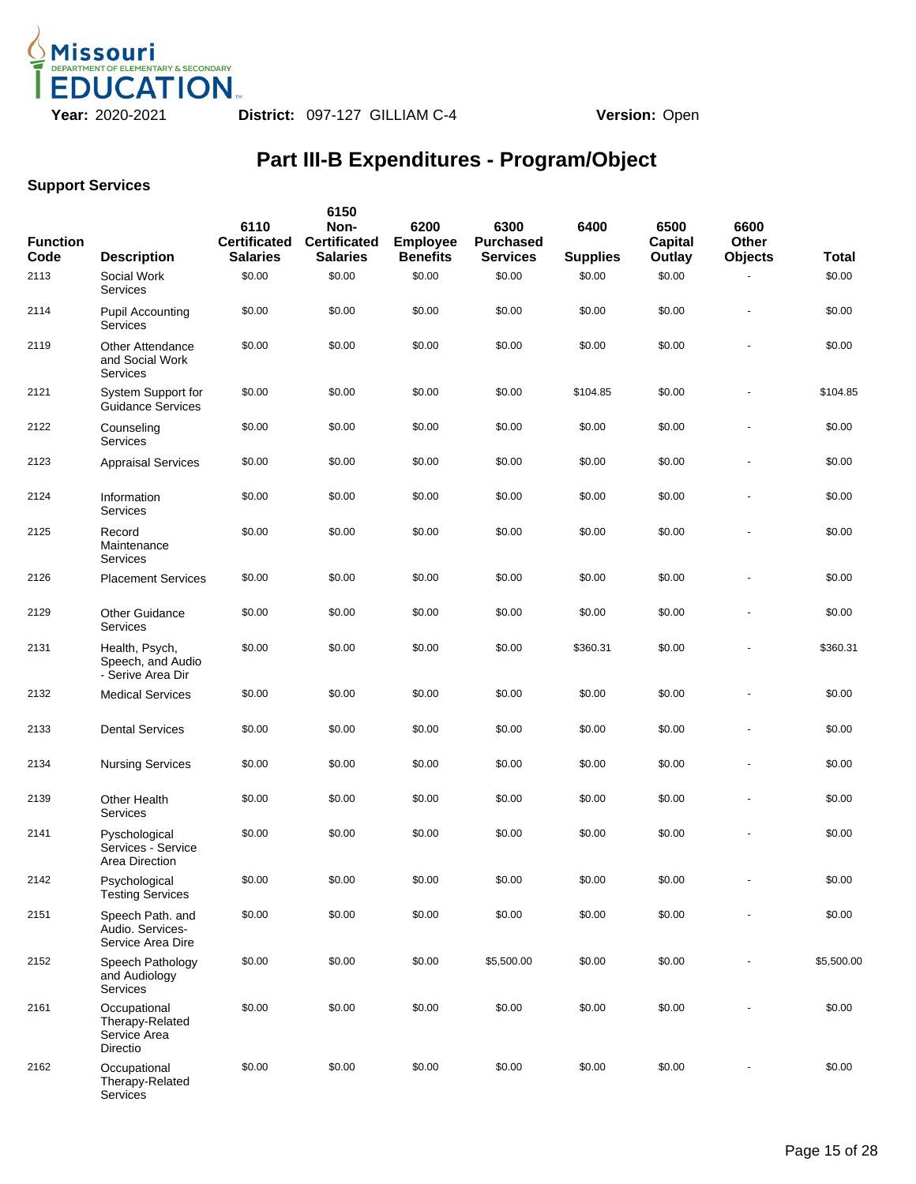**Year:** 2020-2021 **District:** 097-127 GILLIAM C-4 **Version:** Open

# Part III-B Expenditures - Program/Object

## Support Services

| Function Code | Description | 6110 Certificated Salaries | 6150 Non-Certificated Salaries | 6200 Employee Benefits | 6300 Purchased Services | 6400 Supplies | 6500 Capital Outlay | 6600 Other Objects | Total |
|---|---|---|---|---|---|---|---|---|---|
| 2113 | Social Work Services | $0.00 | $0.00 | $0.00 | $0.00 | $0.00 | $0.00 | - | $0.00 |
| 2114 | Pupil Accounting Services | $0.00 | $0.00 | $0.00 | $0.00 | $0.00 | $0.00 | - | $0.00 |
| 2119 | Other Attendance and Social Work Services | $0.00 | $0.00 | $0.00 | $0.00 | $0.00 | $0.00 | - | $0.00 |
| 2121 | System Support for Guidance Services | $0.00 | $0.00 | $0.00 | $0.00 | $104.85 | $0.00 | - | $104.85 |
| 2122 | Counseling Services | $0.00 | $0.00 | $0.00 | $0.00 | $0.00 | $0.00 | - | $0.00 |
| 2123 | Appraisal Services | $0.00 | $0.00 | $0.00 | $0.00 | $0.00 | $0.00 | - | $0.00 |
| 2124 | Information Services | $0.00 | $0.00 | $0.00 | $0.00 | $0.00 | $0.00 | - | $0.00 |
| 2125 | Record Maintenance Services | $0.00 | $0.00 | $0.00 | $0.00 | $0.00 | $0.00 | - | $0.00 |
| 2126 | Placement Services | $0.00 | $0.00 | $0.00 | $0.00 | $0.00 | $0.00 | - | $0.00 |
| 2129 | Other Guidance Services | $0.00 | $0.00 | $0.00 | $0.00 | $0.00 | $0.00 | - | $0.00 |
| 2131 | Health, Psych, Speech, and Audio - Serive Area Dir | $0.00 | $0.00 | $0.00 | $0.00 | $360.31 | $0.00 | - | $360.31 |
| 2132 | Medical Services | $0.00 | $0.00 | $0.00 | $0.00 | $0.00 | $0.00 | - | $0.00 |
| 2133 | Dental Services | $0.00 | $0.00 | $0.00 | $0.00 | $0.00 | $0.00 | - | $0.00 |
| 2134 | Nursing Services | $0.00 | $0.00 | $0.00 | $0.00 | $0.00 | $0.00 | - | $0.00 |
| 2139 | Other Health Services | $0.00 | $0.00 | $0.00 | $0.00 | $0.00 | $0.00 | - | $0.00 |
| 2141 | Pyschological Services - Service Area Direction | $0.00 | $0.00 | $0.00 | $0.00 | $0.00 | $0.00 | - | $0.00 |
| 2142 | Psychological Testing Services | $0.00 | $0.00 | $0.00 | $0.00 | $0.00 | $0.00 | - | $0.00 |
| 2151 | Speech Path. and Audio. Services-Service Area Dire | $0.00 | $0.00 | $0.00 | $0.00 | $0.00 | $0.00 | - | $0.00 |
| 2152 | Speech Pathology and Audiology Services | $0.00 | $0.00 | $0.00 | $5,500.00 | $0.00 | $0.00 | - | $5,500.00 |
| 2161 | Occupational Therapy-Related Service Area Directio | $0.00 | $0.00 | $0.00 | $0.00 | $0.00 | $0.00 | - | $0.00 |
| 2162 | Occupational Therapy-Related Services | $0.00 | $0.00 | $0.00 | $0.00 | $0.00 | $0.00 | - | $0.00 |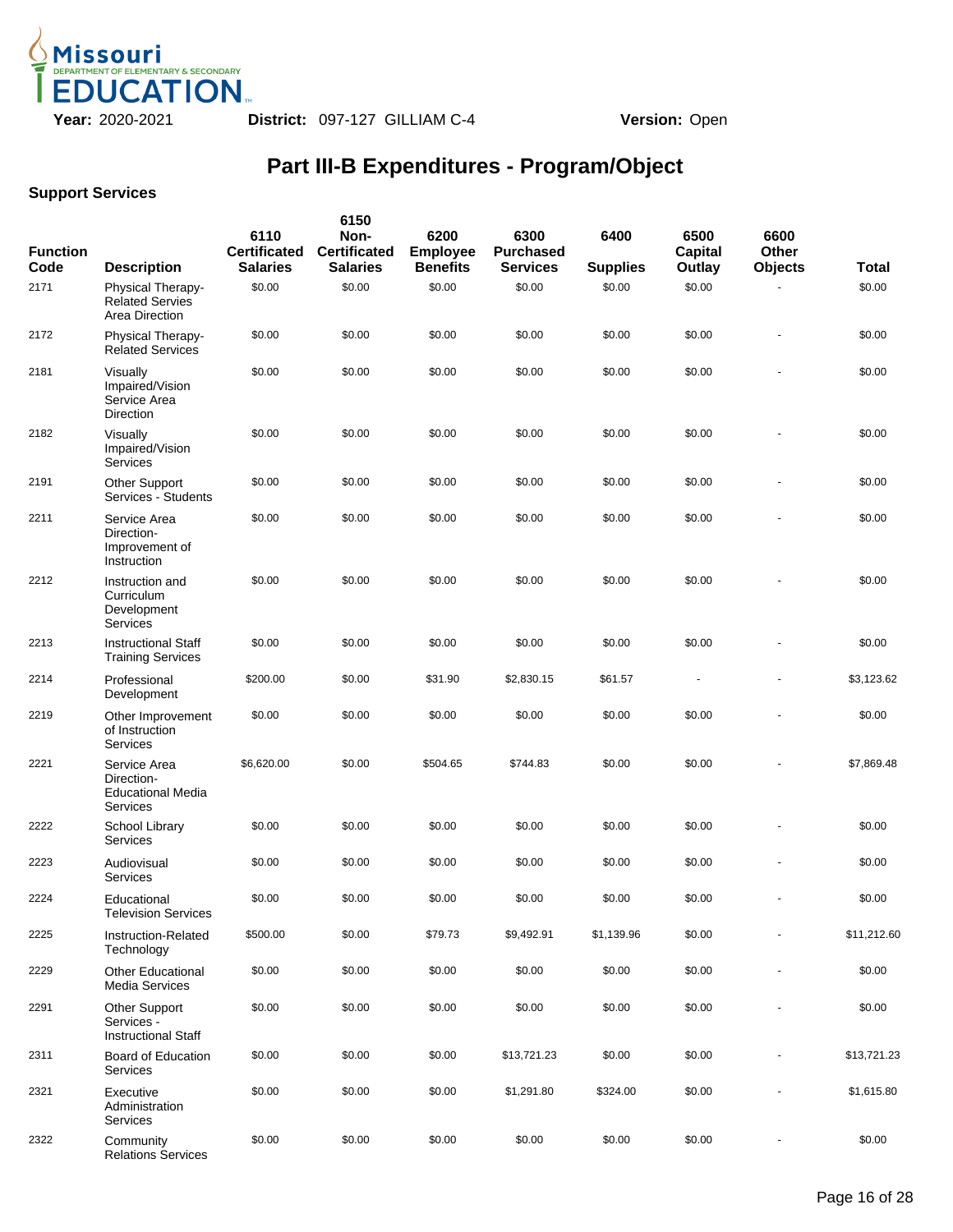**Year:** 2020-2021 **District:** 097-127 GILLIAM C-4 **Version:** Open

# Part III-B Expenditures - Program/Object

## Support Services

| Function Code | Description | 6110 Certificated Salaries | 6150 Non-Certificated Salaries | 6200 Employee Benefits | 6300 Purchased Services | 6400 Supplies | 6500 Capital Outlay | 6600 Other Objects | Total |
|---|---|---|---|---|---|---|---|---|---|
| 2171 | Physical Therapy-Related Servies Area Direction | $0.00 | $0.00 | $0.00 | $0.00 | $0.00 | $0.00 | - | $0.00 |
| 2172 | Physical Therapy-Related Services | $0.00 | $0.00 | $0.00 | $0.00 | $0.00 | $0.00 | - | $0.00 |
| 2181 | Visually Impaired/Vision Service Area Direction | $0.00 | $0.00 | $0.00 | $0.00 | $0.00 | $0.00 | - | $0.00 |
| 2182 | Visually Impaired/Vision Services | $0.00 | $0.00 | $0.00 | $0.00 | $0.00 | $0.00 | - | $0.00 |
| 2191 | Other Support Services - Students | $0.00 | $0.00 | $0.00 | $0.00 | $0.00 | $0.00 | - | $0.00 |
| 2211 | Service Area Direction-Improvement of Instruction | $0.00 | $0.00 | $0.00 | $0.00 | $0.00 | $0.00 | - | $0.00 |
| 2212 | Instruction and Curriculum Development Services | $0.00 | $0.00 | $0.00 | $0.00 | $0.00 | $0.00 | - | $0.00 |
| 2213 | Instructional Staff Training Services | $0.00 | $0.00 | $0.00 | $0.00 | $0.00 | $0.00 | - | $0.00 |
| 2214 | Professional Development | $200.00 | $0.00 | $31.90 | $2,830.15 | $61.57 | - | - | $3,123.62 |
| 2219 | Other Improvement of Instruction Services | $0.00 | $0.00 | $0.00 | $0.00 | $0.00 | $0.00 | - | $0.00 |
| 2221 | Service Area Direction-Educational Media Services | $6,620.00 | $0.00 | $504.65 | $744.83 | $0.00 | $0.00 | - | $7,869.48 |
| 2222 | School Library Services | $0.00 | $0.00 | $0.00 | $0.00 | $0.00 | $0.00 | - | $0.00 |
| 2223 | Audiovisual Services | $0.00 | $0.00 | $0.00 | $0.00 | $0.00 | $0.00 | - | $0.00 |
| 2224 | Educational Television Services | $0.00 | $0.00 | $0.00 | $0.00 | $0.00 | $0.00 | - | $0.00 |
| 2225 | Instruction-Related Technology | $500.00 | $0.00 | $79.73 | $9,492.91 | $1,139.96 | $0.00 | - | $11,212.60 |
| 2229 | Other Educational Media Services | $0.00 | $0.00 | $0.00 | $0.00 | $0.00 | $0.00 | - | $0.00 |
| 2291 | Other Support Services - Instructional Staff | $0.00 | $0.00 | $0.00 | $0.00 | $0.00 | $0.00 | - | $0.00 |
| 2311 | Board of Education Services | $0.00 | $0.00 | $0.00 | $13,721.23 | $0.00 | $0.00 | - | $13,721.23 |
| 2321 | Executive Administration Services | $0.00 | $0.00 | $0.00 | $1,291.80 | $324.00 | $0.00 | - | $1,615.80 |
| 2322 | Community Relations Services | $0.00 | $0.00 | $0.00 | $0.00 | $0.00 | $0.00 | - | $0.00 |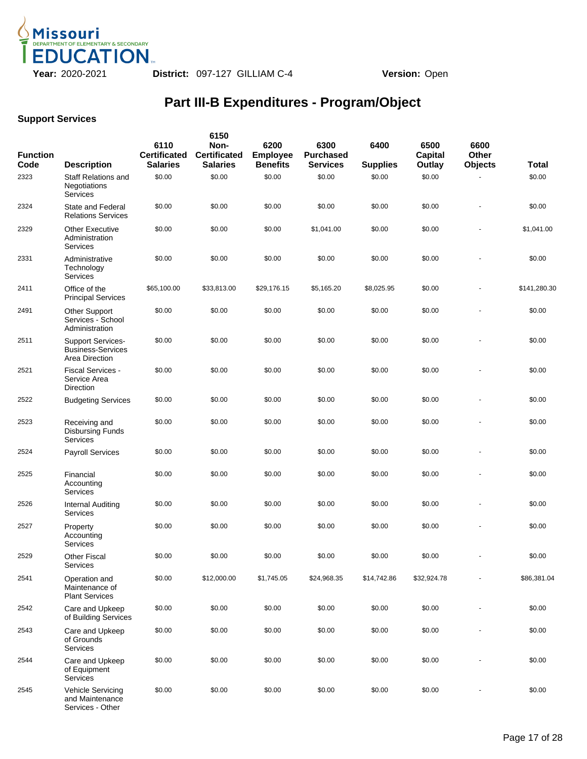**Year:** 2020-2021 **District:** 097-127 GILLIAM C-4 **Version:** Open

# Part III-B Expenditures - Program/Object

## Support Services

| Function Code | Description | 6110 Certificated Salaries | 6150 Non-Certificated Salaries | 6200 Employee Benefits | 6300 Purchased Services | 6400 Supplies | 6500 Capital Outlay | 6600 Other Objects | Total |
|---|---|---|---|---|---|---|---|---|---|
| 2323 | Staff Relations and Negotiations Services | $0.00 | $0.00 | $0.00 | $0.00 | $0.00 | $0.00 | - | $0.00 |
| 2324 | State and Federal Relations Services | $0.00 | $0.00 | $0.00 | $0.00 | $0.00 | $0.00 | - | $0.00 |
| 2329 | Other Executive Administration Services | $0.00 | $0.00 | $0.00 | $1,041.00 | $0.00 | $0.00 | - | $1,041.00 |
| 2331 | Administrative Technology Services | $0.00 | $0.00 | $0.00 | $0.00 | $0.00 | $0.00 | - | $0.00 |
| 2411 | Office of the Principal Services | $65,100.00 | $33,813.00 | $29,176.15 | $5,165.20 | $8,025.95 | $0.00 | - | $141,280.30 |
| 2491 | Other Support Services - School Administration | $0.00 | $0.00 | $0.00 | $0.00 | $0.00 | $0.00 | - | $0.00 |
| 2511 | Support Services-Business-Services Area Direction | $0.00 | $0.00 | $0.00 | $0.00 | $0.00 | $0.00 | - | $0.00 |
| 2521 | Fiscal Services - Service Area Direction | $0.00 | $0.00 | $0.00 | $0.00 | $0.00 | $0.00 | - | $0.00 |
| 2522 | Budgeting Services | $0.00 | $0.00 | $0.00 | $0.00 | $0.00 | $0.00 | - | $0.00 |
| 2523 | Receiving and Disbursing Funds Services | $0.00 | $0.00 | $0.00 | $0.00 | $0.00 | $0.00 | - | $0.00 |
| 2524 | Payroll Services | $0.00 | $0.00 | $0.00 | $0.00 | $0.00 | $0.00 | - | $0.00 |
| 2525 | Financial Accounting Services | $0.00 | $0.00 | $0.00 | $0.00 | $0.00 | $0.00 | - | $0.00 |
| 2526 | Internal Auditing Services | $0.00 | $0.00 | $0.00 | $0.00 | $0.00 | $0.00 | - | $0.00 |
| 2527 | Property Accounting Services | $0.00 | $0.00 | $0.00 | $0.00 | $0.00 | $0.00 | - | $0.00 |
| 2529 | Other Fiscal Services | $0.00 | $0.00 | $0.00 | $0.00 | $0.00 | $0.00 | - | $0.00 |
| 2541 | Operation and Maintenance of Plant Services | $0.00 | $12,000.00 | $1,745.05 | $24,968.35 | $14,742.86 | $32,924.78 | - | $86,381.04 |
| 2542 | Care and Upkeep of Building Services | $0.00 | $0.00 | $0.00 | $0.00 | $0.00 | $0.00 | - | $0.00 |
| 2543 | Care and Upkeep of Grounds Services | $0.00 | $0.00 | $0.00 | $0.00 | $0.00 | $0.00 | - | $0.00 |
| 2544 | Care and Upkeep of Equipment Services | $0.00 | $0.00 | $0.00 | $0.00 | $0.00 | $0.00 | - | $0.00 |
| 2545 | Vehicle Servicing and Maintenance Services - Other | $0.00 | $0.00 | $0.00 | $0.00 | $0.00 | $0.00 | - | $0.00 |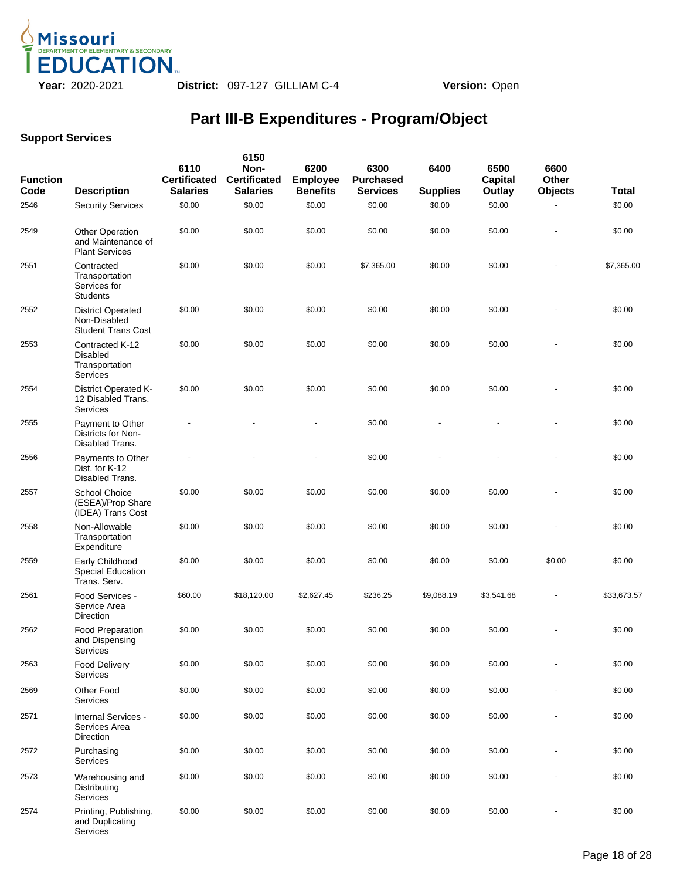**Year:** 2020-2021 **District:** 097-127 GILLIAM C-4 **Version:** Open

# Part III-B Expenditures - Program/Object

## Support Services

| Function Code | Description | 6110 Certificated Salaries | 6150 Non-Certificated Salaries | 6200 Employee Benefits | 6300 Purchased Services | 6400 Supplies | 6500 Capital Outlay | 6600 Other Objects | Total |
|---|---|---|---|---|---|---|---|---|---|
| 2546 | Security Services | $0.00 | $0.00 | $0.00 | $0.00 | $0.00 | $0.00 | - | $0.00 |
| 2549 | Other Operation and Maintenance of Plant Services | $0.00 | $0.00 | $0.00 | $0.00 | $0.00 | $0.00 | - | $0.00 |
| 2551 | Contracted Transportation Services for Students | $0.00 | $0.00 | $0.00 | $7,365.00 | $0.00 | $0.00 | - | $7,365.00 |
| 2552 | District Operated Non-Disabled Student Trans Cost | $0.00 | $0.00 | $0.00 | $0.00 | $0.00 | $0.00 | - | $0.00 |
| 2553 | Contracted K-12 Disabled Transportation Services | $0.00 | $0.00 | $0.00 | $0.00 | $0.00 | $0.00 | - | $0.00 |
| 2554 | District Operated K-12 Disabled Trans. Services | $0.00 | $0.00 | $0.00 | $0.00 | $0.00 | $0.00 | - | $0.00 |
| 2555 | Payment to Other Districts for Non-Disabled Trans. | - | - | - | $0.00 | - | - | - | $0.00 |
| 2556 | Payments to Other Dist. for K-12 Disabled Trans. | - | - | - | $0.00 | - | - | - | $0.00 |
| 2557 | School Choice (ESEA)/Prop Share (IDEA) Trans Cost | $0.00 | $0.00 | $0.00 | $0.00 | $0.00 | $0.00 | - | $0.00 |
| 2558 | Non-Allowable Transportation Expenditure | $0.00 | $0.00 | $0.00 | $0.00 | $0.00 | $0.00 | - | $0.00 |
| 2559 | Early Childhood Special Education Trans. Serv. | $0.00 | $0.00 | $0.00 | $0.00 | $0.00 | $0.00 | $0.00 | $0.00 |
| 2561 | Food Services - Service Area Direction | $60.00 | $18,120.00 | $2,627.45 | $236.25 | $9,088.19 | $3,541.68 | - | $33,673.57 |
| 2562 | Food Preparation and Dispensing Services | $0.00 | $0.00 | $0.00 | $0.00 | $0.00 | $0.00 | - | $0.00 |
| 2563 | Food Delivery Services | $0.00 | $0.00 | $0.00 | $0.00 | $0.00 | $0.00 | - | $0.00 |
| 2569 | Other Food Services | $0.00 | $0.00 | $0.00 | $0.00 | $0.00 | $0.00 | - | $0.00 |
| 2571 | Internal Services - Services Area Direction | $0.00 | $0.00 | $0.00 | $0.00 | $0.00 | $0.00 | - | $0.00 |
| 2572 | Purchasing Services | $0.00 | $0.00 | $0.00 | $0.00 | $0.00 | $0.00 | - | $0.00 |
| 2573 | Warehousing and Distributing Services | $0.00 | $0.00 | $0.00 | $0.00 | $0.00 | $0.00 | - | $0.00 |
| 2574 | Printing, Publishing, and Duplicating Services | $0.00 | $0.00 | $0.00 | $0.00 | $0.00 | $0.00 | - | $0.00 |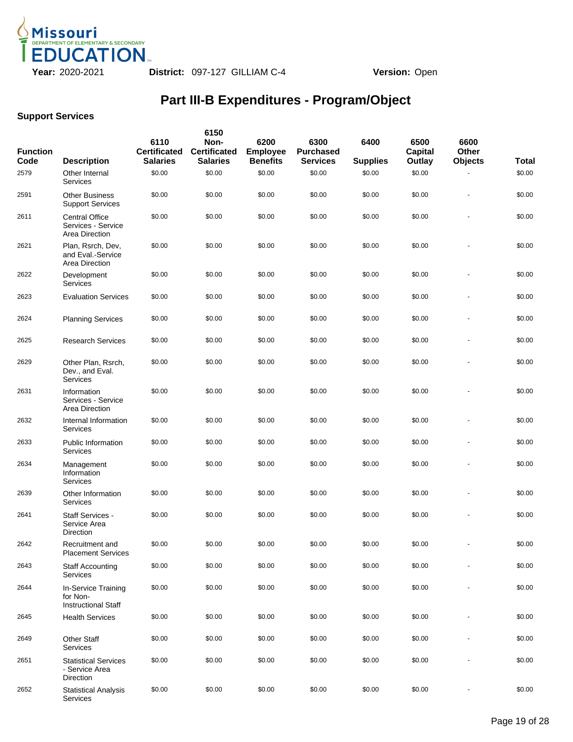**Year:** 2020-2021 **District:** 097-127 GILLIAM C-4 **Version:** Open

# Part III-B Expenditures - Program/Object

## Support Services

| Function Code | Description | 6110 Certificated Salaries | 6150 Non-Certificated Salaries | 6200 Employee Benefits | 6300 Purchased Services | 6400 Supplies | 6500 Capital Outlay | 6600 Other Objects | Total |
|---|---|---|---|---|---|---|---|---|---|
| 2579 | Other Internal Services | $0.00 | $0.00 | $0.00 | $0.00 | $0.00 | $0.00 | - | $0.00 |
| 2591 | Other Business Support Services | $0.00 | $0.00 | $0.00 | $0.00 | $0.00 | $0.00 | - | $0.00 |
| 2611 | Central Office Services - Service Area Direction | $0.00 | $0.00 | $0.00 | $0.00 | $0.00 | $0.00 | - | $0.00 |
| 2621 | Plan, Rsrch, Dev, and Eval.-Service Area Direction | $0.00 | $0.00 | $0.00 | $0.00 | $0.00 | $0.00 | - | $0.00 |
| 2622 | Development Services | $0.00 | $0.00 | $0.00 | $0.00 | $0.00 | $0.00 | - | $0.00 |
| 2623 | Evaluation Services | $0.00 | $0.00 | $0.00 | $0.00 | $0.00 | $0.00 | - | $0.00 |
| 2624 | Planning Services | $0.00 | $0.00 | $0.00 | $0.00 | $0.00 | $0.00 | - | $0.00 |
| 2625 | Research Services | $0.00 | $0.00 | $0.00 | $0.00 | $0.00 | $0.00 | - | $0.00 |
| 2629 | Other Plan, Rsrch, Dev., and Eval. Services | $0.00 | $0.00 | $0.00 | $0.00 | $0.00 | $0.00 | - | $0.00 |
| 2631 | Information Services - Service Area Direction | $0.00 | $0.00 | $0.00 | $0.00 | $0.00 | $0.00 | - | $0.00 |
| 2632 | Internal Information Services | $0.00 | $0.00 | $0.00 | $0.00 | $0.00 | $0.00 | - | $0.00 |
| 2633 | Public Information Services | $0.00 | $0.00 | $0.00 | $0.00 | $0.00 | $0.00 | - | $0.00 |
| 2634 | Management Information Services | $0.00 | $0.00 | $0.00 | $0.00 | $0.00 | $0.00 | - | $0.00 |
| 2639 | Other Information Services | $0.00 | $0.00 | $0.00 | $0.00 | $0.00 | $0.00 | - | $0.00 |
| 2641 | Staff Services - Service Area Direction | $0.00 | $0.00 | $0.00 | $0.00 | $0.00 | $0.00 | - | $0.00 |
| 2642 | Recruitment and Placement Services | $0.00 | $0.00 | $0.00 | $0.00 | $0.00 | $0.00 | - | $0.00 |
| 2643 | Staff Accounting Services | $0.00 | $0.00 | $0.00 | $0.00 | $0.00 | $0.00 | - | $0.00 |
| 2644 | In-Service Training for Non-Instructional Staff | $0.00 | $0.00 | $0.00 | $0.00 | $0.00 | $0.00 | - | $0.00 |
| 2645 | Health Services | $0.00 | $0.00 | $0.00 | $0.00 | $0.00 | $0.00 | - | $0.00 |
| 2649 | Other Staff Services | $0.00 | $0.00 | $0.00 | $0.00 | $0.00 | $0.00 | - | $0.00 |
| 2651 | Statistical Services - Service Area Direction | $0.00 | $0.00 | $0.00 | $0.00 | $0.00 | $0.00 | - | $0.00 |
| 2652 | Statistical Analysis Services | $0.00 | $0.00 | $0.00 | $0.00 | $0.00 | $0.00 | - | $0.00 |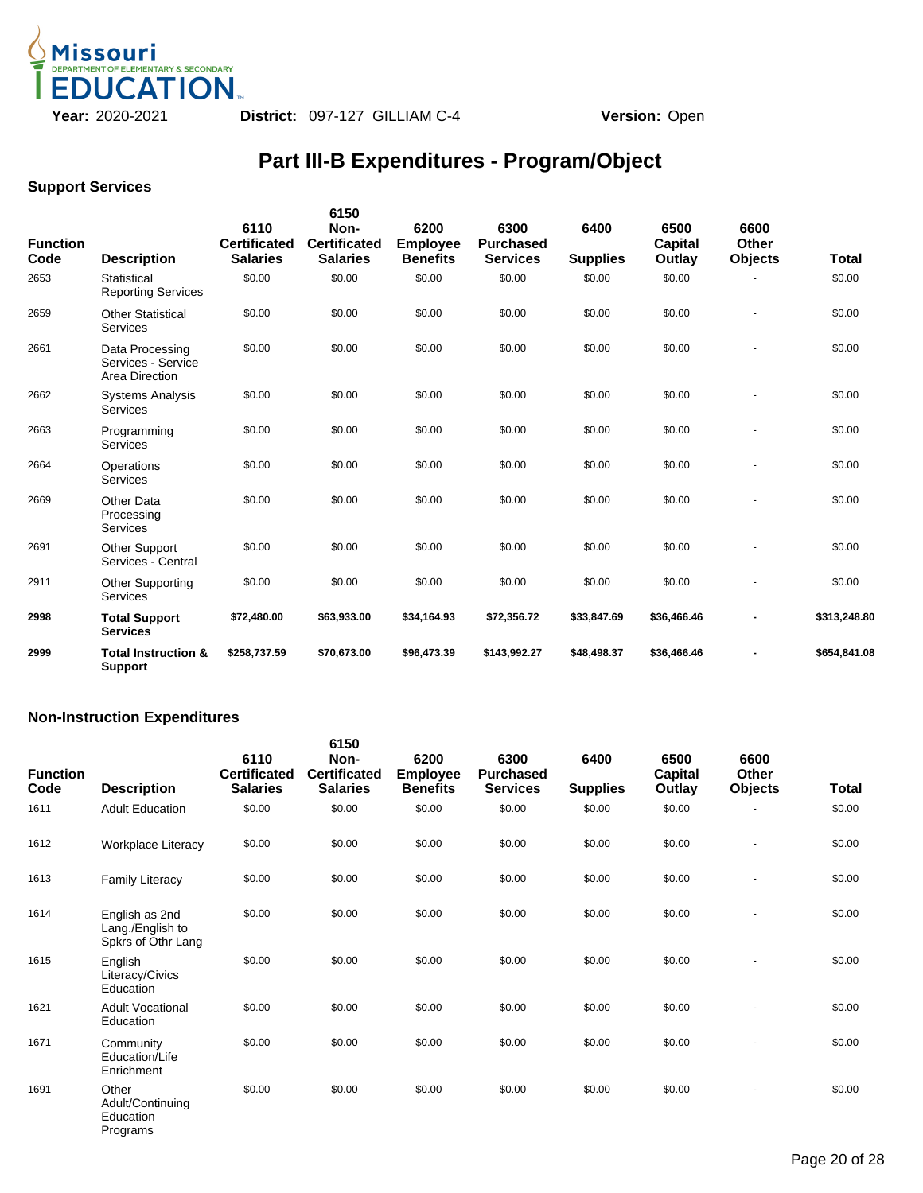**Year:** 2020-2021 **District:** 097-127 GILLIAM C-4 **Version:** Open

# Part III-B Expenditures - Program/Object

## Support Services

| Function Code | Description | 6110 Certificated Salaries | 6150 Non-Certificated Salaries | 6200 Employee Benefits | 6300 Purchased Services | 6400 Supplies | 6500 Capital Outlay | 6600 Other Objects | Total |
|---|---|---|---|---|---|---|---|---|---|
| 2653 | Statistical Reporting Services | $0.00 | $0.00 | $0.00 | $0.00 | $0.00 | $0.00 | - | $0.00 |
| 2659 | Other Statistical Services | $0.00 | $0.00 | $0.00 | $0.00 | $0.00 | $0.00 | - | $0.00 |
| 2661 | Data Processing Services - Service Area Direction | $0.00 | $0.00 | $0.00 | $0.00 | $0.00 | $0.00 | - | $0.00 |
| 2662 | Systems Analysis Services | $0.00 | $0.00 | $0.00 | $0.00 | $0.00 | $0.00 | - | $0.00 |
| 2663 | Programming Services | $0.00 | $0.00 | $0.00 | $0.00 | $0.00 | $0.00 | - | $0.00 |
| 2664 | Operations Services | $0.00 | $0.00 | $0.00 | $0.00 | $0.00 | $0.00 | - | $0.00 |
| 2669 | Other Data Processing Services | $0.00 | $0.00 | $0.00 | $0.00 | $0.00 | $0.00 | - | $0.00 |
| 2691 | Other Support Services - Central | $0.00 | $0.00 | $0.00 | $0.00 | $0.00 | $0.00 | - | $0.00 |
| 2911 | Other Supporting Services | $0.00 | $0.00 | $0.00 | $0.00 | $0.00 | $0.00 | - | $0.00 |
| **2998** | **Total Support Services** | **$72,480.00** | **$63,933.00** | **$34,164.93** | **$72,356.72** | **$33,847.69** | **$36,466.46** | **-** | **$313,248.80** |
| **2999** | **Total Instruction & Support** | **$258,737.59** | **$70,673.00** | **$96,473.39** | **$143,992.27** | **$48,498.37** | **$36,466.46** | **-** | **$654,841.08** |

## Non-Instruction Expenditures

| Function Code | Description | 6110 Certificated Salaries | 6150 Non-Certificated Salaries | 6200 Employee Benefits | 6300 Purchased Services | 6400 Supplies | 6500 Capital Outlay | 6600 Other Objects | Total |
|---|---|---|---|---|---|---|---|---|---|
| 1611 | Adult Education | $0.00 | $0.00 | $0.00 | $0.00 | $0.00 | $0.00 | - | $0.00 |
| 1612 | Workplace Literacy | $0.00 | $0.00 | $0.00 | $0.00 | $0.00 | $0.00 | - | $0.00 |
| 1613 | Family Literacy | $0.00 | $0.00 | $0.00 | $0.00 | $0.00 | $0.00 | - | $0.00 |
| 1614 | English as 2nd Lang./English to Spkrs of Othr Lang | $0.00 | $0.00 | $0.00 | $0.00 | $0.00 | $0.00 | - | $0.00 |
| 1615 | English Literacy/Civics Education | $0.00 | $0.00 | $0.00 | $0.00 | $0.00 | $0.00 | - | $0.00 |
| 1621 | Adult Vocational Education | $0.00 | $0.00 | $0.00 | $0.00 | $0.00 | $0.00 | - | $0.00 |
| 1671 | Community Education/Life Enrichment | $0.00 | $0.00 | $0.00 | $0.00 | $0.00 | $0.00 | - | $0.00 |
| 1691 | Other Adult/Continuing Education Programs | $0.00 | $0.00 | $0.00 | $0.00 | $0.00 | $0.00 | - | $0.00 |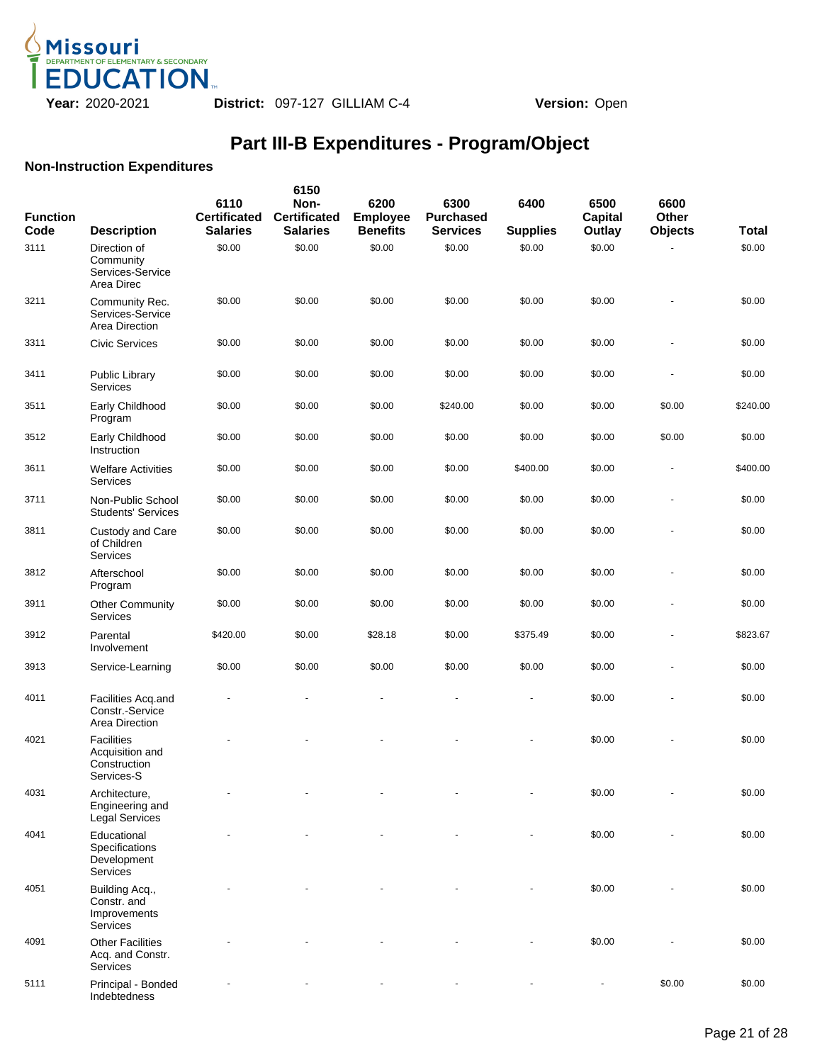**Year:** 2020-2021 **District:** 097-127 GILLIAM C-4 **Version:** Open

# Part III-B Expenditures - Program/Object

## Non-Instruction Expenditures

| Function Code | Description | 6110 Certificated Salaries | 6150 Non-Certificated Salaries | 6200 Employee Benefits | 6300 Purchased Services | 6400 Supplies | 6500 Capital Outlay | 6600 Other Objects | Total |
|---|---|---|---|---|---|---|---|---|---|
| 3111 | Direction of Community Services-Service Area Direc | $0.00 | $0.00 | $0.00 | $0.00 | $0.00 | $0.00 | - | $0.00 |
| 3211 | Community Rec. Services-Service Area Direction | $0.00 | $0.00 | $0.00 | $0.00 | $0.00 | $0.00 | - | $0.00 |
| 3311 | Civic Services | $0.00 | $0.00 | $0.00 | $0.00 | $0.00 | $0.00 | - | $0.00 |
| 3411 | Public Library Services | $0.00 | $0.00 | $0.00 | $0.00 | $0.00 | $0.00 | - | $0.00 |
| 3511 | Early Childhood Program | $0.00 | $0.00 | $0.00 | $240.00 | $0.00 | $0.00 | $0.00 | $240.00 |
| 3512 | Early Childhood Instruction | $0.00 | $0.00 | $0.00 | $0.00 | $0.00 | $0.00 | $0.00 | $0.00 |
| 3611 | Welfare Activities Services | $0.00 | $0.00 | $0.00 | $0.00 | $400.00 | $0.00 | - | $400.00 |
| 3711 | Non-Public School Students' Services | $0.00 | $0.00 | $0.00 | $0.00 | $0.00 | $0.00 | - | $0.00 |
| 3811 | Custody and Care of Children Services | $0.00 | $0.00 | $0.00 | $0.00 | $0.00 | $0.00 | - | $0.00 |
| 3812 | Afterschool Program | $0.00 | $0.00 | $0.00 | $0.00 | $0.00 | $0.00 | - | $0.00 |
| 3911 | Other Community Services | $0.00 | $0.00 | $0.00 | $0.00 | $0.00 | $0.00 | - | $0.00 |
| 3912 | Parental Involvement | $420.00 | $0.00 | $28.18 | $0.00 | $375.49 | $0.00 | - | $823.67 |
| 3913 | Service-Learning | $0.00 | $0.00 | $0.00 | $0.00 | $0.00 | $0.00 | - | $0.00 |
| 4011 | Facilities Acq.and Constr.-Service Area Direction | - | - | - | - | - | $0.00 | - | $0.00 |
| 4021 | Facilities Acquisition and Construction Services-S | - | - | - | - | - | $0.00 | - | $0.00 |
| 4031 | Architecture, Engineering and Legal Services | - | - | - | - | - | $0.00 | - | $0.00 |
| 4041 | Educational Specifications Development Services | - | - | - | - | - | $0.00 | - | $0.00 |
| 4051 | Building Acq., Constr. and Improvements Services | - | - | - | - | - | $0.00 | - | $0.00 |
| 4091 | Other Facilities Acq. and Constr. Services | - | - | - | - | - | $0.00 | - | $0.00 |
| 5111 | Principal - Bonded Indebtedness | - | - | - | - | - | - | $0.00 | $0.00 |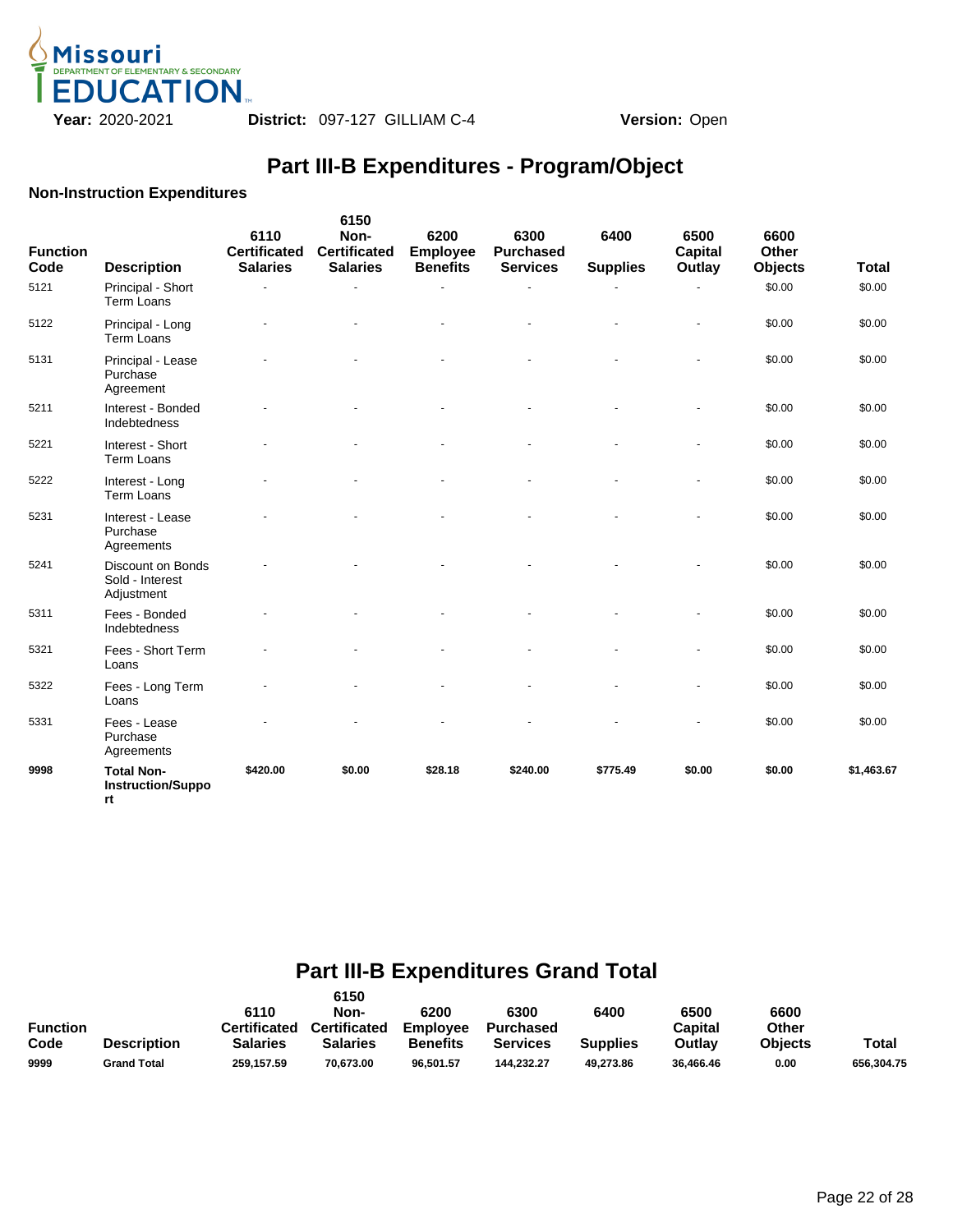Year: 2020-2021 District: 097-127 GILLIAM C-4 Version: Open

# Part III-B Expenditures - Program/Object

### Non-Instruction Expenditures

| Function Code | Description | 6110 Certificated Salaries | 6150 Non-Certificated Salaries | 6200 Employee Benefits | 6300 Purchased Services | 6400 Supplies | 6500 Capital Outlay | 6600 Other Objects | Total |
|---|---|---|---|---|---|---|---|---|---|
| 5121 | Principal - Short Term Loans | - | - | - | - | - | - | $0.00 | $0.00 |
| 5122 | Principal - Long Term Loans | - | - | - | - | - | - | $0.00 | $0.00 |
| 5131 | Principal - Lease Purchase Agreement | - | - | - | - | - | - | $0.00 | $0.00 |
| 5211 | Interest - Bonded Indebtedness | - | - | - | - | - | - | $0.00 | $0.00 |
| 5221 | Interest - Short Term Loans | - | - | - | - | - | - | $0.00 | $0.00 |
| 5222 | Interest - Long Term Loans | - | - | - | - | - | - | $0.00 | $0.00 |
| 5231 | Interest - Lease Purchase Agreements | - | - | - | - | - | - | $0.00 | $0.00 |
| 5241 | Discount on Bonds Sold - Interest Adjustment | - | - | - | - | - | - | $0.00 | $0.00 |
| 5311 | Fees - Bonded Indebtedness | - | - | - | - | - | - | $0.00 | $0.00 |
| 5321 | Fees - Short Term Loans | - | - | - | - | - | - | $0.00 | $0.00 |
| 5322 | Fees - Long Term Loans | - | - | - | - | - | - | $0.00 | $0.00 |
| 5331 | Fees - Lease Purchase Agreements | - | - | - | - | - | - | $0.00 | $0.00 |
| **9998** | **Total Non-Instruction/Support** | **$420.00** | **$0.00** | **$28.18** | **$240.00** | **$775.49** | **$0.00** | **$0.00** | **$1,463.67** |

# Part III-B Expenditures Grand Total

| Function Code | Description | 6110 Certificated Salaries | 6150 Non-Certificated Salaries | 6200 Employee Benefits | 6300 Purchased Services | 6400 Supplies | 6500 Capital Outlay | 6600 Other Objects | Total |
|---|---|---|---|---|---|---|---|---|---|
| **9999** | **Grand Total** | **259,157.59** | **70,673.00** | **96,501.57** | **144,232.27** | **49,273.86** | **36,466.46** | **0.00** | **656,304.75** |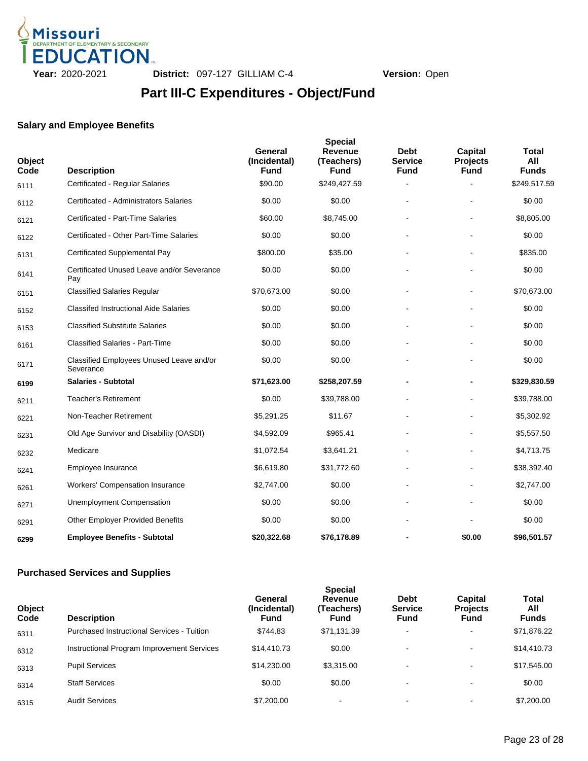**Year:** 2020-2021 **District:** 097-127 GILLIAM C-4 **Version:** Open

# Part III-C Expenditures - Object/Fund

### Salary and Employee Benefits

| Object Code | Description | General (Incidental) Fund | Special Revenue (Teachers) Fund | Debt Service Fund | Capital Projects Fund | Total All Funds |
|---|---|---|---|---|---|---|
| 6111 | Certificated - Regular Salaries | $90.00 | $249,427.59 | - | - | $249,517.59 |
| 6112 | Certificated - Administrators Salaries | $0.00 | $0.00 | - | - | $0.00 |
| 6121 | Certificated - Part-Time Salaries | $60.00 | $8,745.00 | - | - | $8,805.00 |
| 6122 | Certificated - Other Part-Time Salaries | $0.00 | $0.00 | - | - | $0.00 |
| 6131 | Certificated Supplemental Pay | $800.00 | $35.00 | - | - | $835.00 |
| 6141 | Certificated Unused Leave and/or Severance Pay | $0.00 | $0.00 | - | - | $0.00 |
| 6151 | Classified Salaries Regular | $70,673.00 | $0.00 | - | - | $70,673.00 |
| 6152 | Classifed Instructional Aide Salaries | $0.00 | $0.00 | - | - | $0.00 |
| 6153 | Classified Substitute Salaries | $0.00 | $0.00 | - | - | $0.00 |
| 6161 | Classified Salaries - Part-Time | $0.00 | $0.00 | - | - | $0.00 |
| 6171 | Classified Employees Unused Leave and/or Severance | $0.00 | $0.00 | - | - | $0.00 |
| **6199** | **Salaries - Subtotal** | **$71,623.00** | **$258,207.59** | **-** | **-** | **$329,830.59** |
| 6211 | Teacher's Retirement | $0.00 | $39,788.00 | - | - | $39,788.00 |
| 6221 | Non-Teacher Retirement | $5,291.25 | $11.67 | - | - | $5,302.92 |
| 6231 | Old Age Survivor and Disability (OASDI) | $4,592.09 | $965.41 | - | - | $5,557.50 |
| 6232 | Medicare | $1,072.54 | $3,641.21 | - | - | $4,713.75 |
| 6241 | Employee Insurance | $6,619.80 | $31,772.60 | - | - | $38,392.40 |
| 6261 | Workers' Compensation Insurance | $2,747.00 | $0.00 | - | - | $2,747.00 |
| 6271 | Unemployment Compensation | $0.00 | $0.00 | - | - | $0.00 |
| 6291 | Other Employer Provided Benefits | $0.00 | $0.00 | - | - | $0.00 |
| **6299** | **Employee Benefits - Subtotal** | **$20,322.68** | **$76,178.89** | **-** | **$0.00** | **$96,501.57** |

### Purchased Services and Supplies

| Object Code | Description | General (Incidental) Fund | Special Revenue (Teachers) Fund | Debt Service Fund | Capital Projects Fund | Total All Funds |
|---|---|---|---|---|---|---|
| 6311 | Purchased Instructional Services - Tuition | $744.83 | $71,131.39 | - | - | $71,876.22 |
| 6312 | Instructional Program Improvement Services | $14,410.73 | $0.00 | - | - | $14,410.73 |
| 6313 | Pupil Services | $14,230.00 | $3,315.00 | - | - | $17,545.00 |
| 6314 | Staff Services | $0.00 | $0.00 | - | - | $0.00 |
| 6315 | Audit Services | $7,200.00 | - | - | - | $7,200.00 |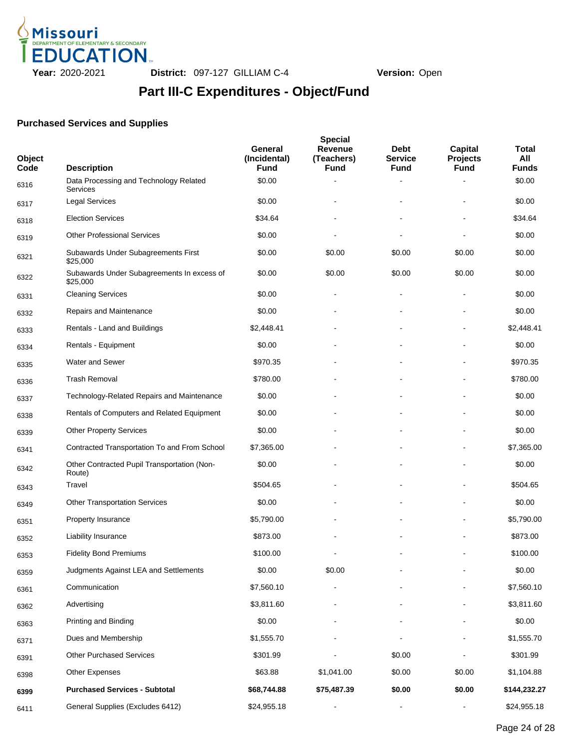Missouri DEPARTMENT OF ELEMENTARY & SECONDARY EDUCATION

**Year:** 2020-2021 **District:** 097-127 GILLIAM C-4 **Version:** Open

# Part III-C Expenditures - Object/Fund

### Purchased Services and Supplies

| Object Code | Description | General (Incidental) Fund | Special Revenue (Teachers) Fund | Debt Service Fund | Capital Projects Fund | Total All Funds |
|---|---|---|---|---|---|---|
| 6316 | Data Processing and Technology Related Services | $0.00 | - | - | - | $0.00 |
| 6317 | Legal Services | $0.00 | - | - | - | $0.00 |
| 6318 | Election Services | $34.64 | - | - | - | $34.64 |
| 6319 | Other Professional Services | $0.00 | - | - | - | $0.00 |
| 6321 | Subawards Under Subagreements First $25,000 | $0.00 | $0.00 | $0.00 | $0.00 | $0.00 |
| 6322 | Subawards Under Subagreements In excess of $25,000 | $0.00 | $0.00 | $0.00 | $0.00 | $0.00 |
| 6331 | Cleaning Services | $0.00 | - | - | - | $0.00 |
| 6332 | Repairs and Maintenance | $0.00 | - | - | - | $0.00 |
| 6333 | Rentals - Land and Buildings | $2,448.41 | - | - | - | $2,448.41 |
| 6334 | Rentals - Equipment | $0.00 | - | - | - | $0.00 |
| 6335 | Water and Sewer | $970.35 | - | - | - | $970.35 |
| 6336 | Trash Removal | $780.00 | - | - | - | $780.00 |
| 6337 | Technology-Related Repairs and Maintenance | $0.00 | - | - | - | $0.00 |
| 6338 | Rentals of Computers and Related Equipment | $0.00 | - | - | - | $0.00 |
| 6339 | Other Property Services | $0.00 | - | - | - | $0.00 |
| 6341 | Contracted Transportation To and From School | $7,365.00 | - | - | - | $7,365.00 |
| 6342 | Other Contracted Pupil Transportation (Non-Route) | $0.00 | - | - | - | $0.00 |
| 6343 | Travel | $504.65 | - | - | - | $504.65 |
| 6349 | Other Transportation Services | $0.00 | - | - | - | $0.00 |
| 6351 | Property Insurance | $5,790.00 | - | - | - | $5,790.00 |
| 6352 | Liability Insurance | $873.00 | - | - | - | $873.00 |
| 6353 | Fidelity Bond Premiums | $100.00 | - | - | - | $100.00 |
| 6359 | Judgments Against LEA and Settlements | $0.00 | $0.00 | - | - | $0.00 |
| 6361 | Communication | $7,560.10 | - | - | - | $7,560.10 |
| 6362 | Advertising | $3,811.60 | - | - | - | $3,811.60 |
| 6363 | Printing and Binding | $0.00 | - | - | - | $0.00 |
| 6371 | Dues and Membership | $1,555.70 | - | - | - | $1,555.70 |
| 6391 | Other Purchased Services | $301.99 | - | $0.00 | - | $301.99 |
| 6398 | Other Expenses | $63.88 | $1,041.00 | $0.00 | $0.00 | $1,104.88 |
| **6399** | **Purchased Services - Subtotal** | **$68,744.88** | **$75,487.39** | **$0.00** | **$0.00** | **$144,232.27** |
| 6411 | General Supplies (Excludes 6412) | $24,955.18 | - | - | - | $24,955.18 |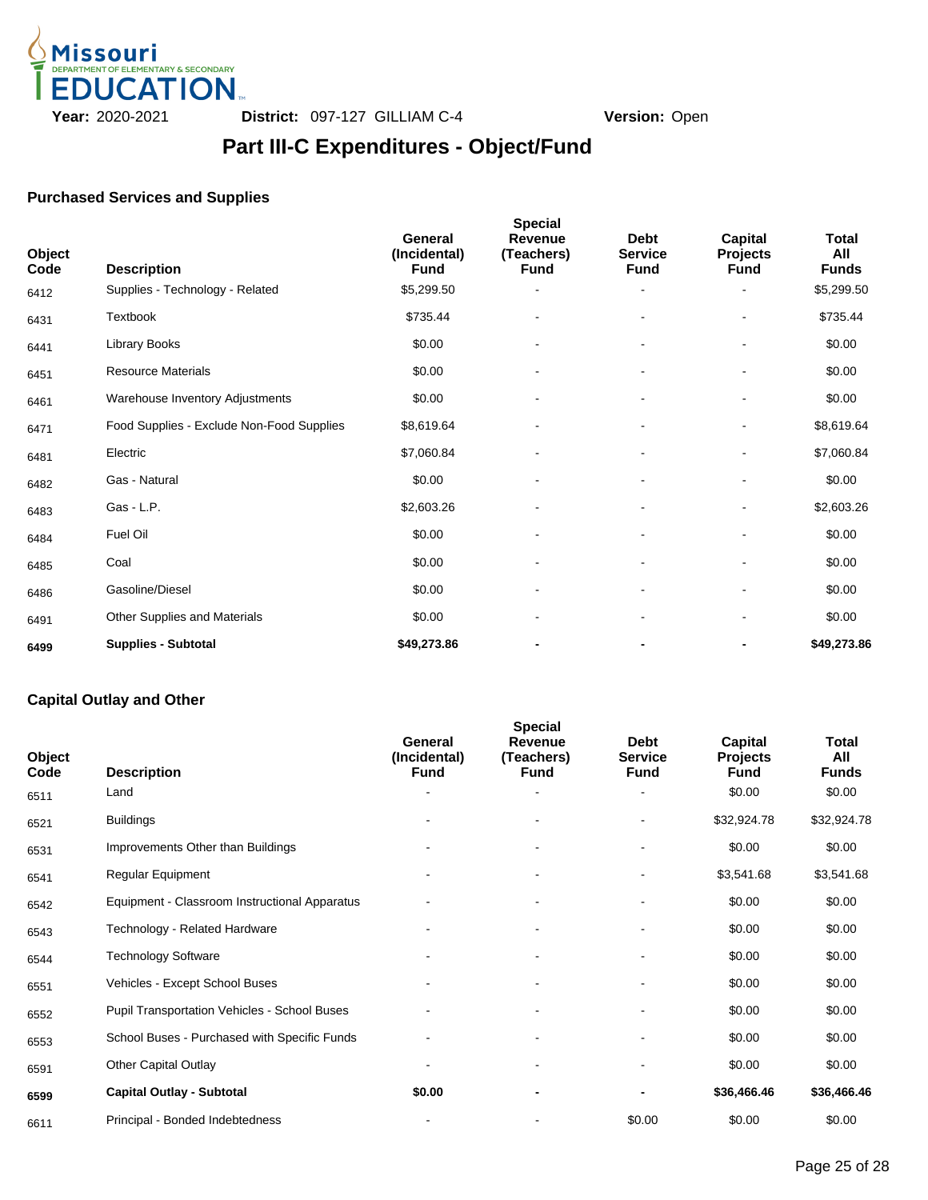Missouri Department of Elementary & Secondary Education

**Year:** 2020-2021 **District:** 097-127 GILLIAM C-4 **Version:** Open

# Part III-C Expenditures - Object/Fund

## Purchased Services and Supplies

| Object Code | Description | General (Incidental) Fund | Special Revenue (Teachers) Fund | Debt Service Fund | Capital Projects Fund | Total All Funds |
|---|---|---|---|---|---|---|
| 6412 | Supplies - Technology - Related | $5,299.50 | - | - | - | $5,299.50 |
| 6431 | Textbook | $735.44 | - | - | - | $735.44 |
| 6441 | Library Books | $0.00 | - | - | - | $0.00 |
| 6451 | Resource Materials | $0.00 | - | - | - | $0.00 |
| 6461 | Warehouse Inventory Adjustments | $0.00 | - | - | - | $0.00 |
| 6471 | Food Supplies - Exclude Non-Food Supplies | $8,619.64 | - | - | - | $8,619.64 |
| 6481 | Electric | $7,060.84 | - | - | - | $7,060.84 |
| 6482 | Gas - Natural | $0.00 | - | - | - | $0.00 |
| 6483 | Gas - L.P. | $2,603.26 | - | - | - | $2,603.26 |
| 6484 | Fuel Oil | $0.00 | - | - | - | $0.00 |
| 6485 | Coal | $0.00 | - | - | - | $0.00 |
| 6486 | Gasoline/Diesel | $0.00 | - | - | - | $0.00 |
| 6491 | Other Supplies and Materials | $0.00 | - | - | - | $0.00 |
| **6499** | **Supplies - Subtotal** | **$49,273.86** | **-** | **-** | **-** | **$49,273.86** |

## Capital Outlay and Other

| Object Code | Description | General (Incidental) Fund | Special Revenue (Teachers) Fund | Debt Service Fund | Capital Projects Fund | Total All Funds |
|---|---|---|---|---|---|---|
| 6511 | Land | - | - | - | $0.00 | $0.00 |
| 6521 | Buildings | - | - | - | $32,924.78 | $32,924.78 |
| 6531 | Improvements Other than Buildings | - | - | - | $0.00 | $0.00 |
| 6541 | Regular Equipment | - | - | - | $3,541.68 | $3,541.68 |
| 6542 | Equipment - Classroom Instructional Apparatus | - | - | - | $0.00 | $0.00 |
| 6543 | Technology - Related Hardware | - | - | - | $0.00 | $0.00 |
| 6544 | Technology Software | - | - | - | $0.00 | $0.00 |
| 6551 | Vehicles - Except School Buses | - | - | - | $0.00 | $0.00 |
| 6552 | Pupil Transportation Vehicles - School Buses | - | - | - | $0.00 | $0.00 |
| 6553 | School Buses - Purchased with Specific Funds | - | - | - | $0.00 | $0.00 |
| 6591 | Other Capital Outlay | - | - | - | $0.00 | $0.00 |
| **6599** | **Capital Outlay - Subtotal** | **$0.00** | **-** | **-** | **$36,466.46** | **$36,466.46** |
| 6611 | Principal - Bonded Indebtedness | - | - | $0.00 | $0.00 | $0.00 |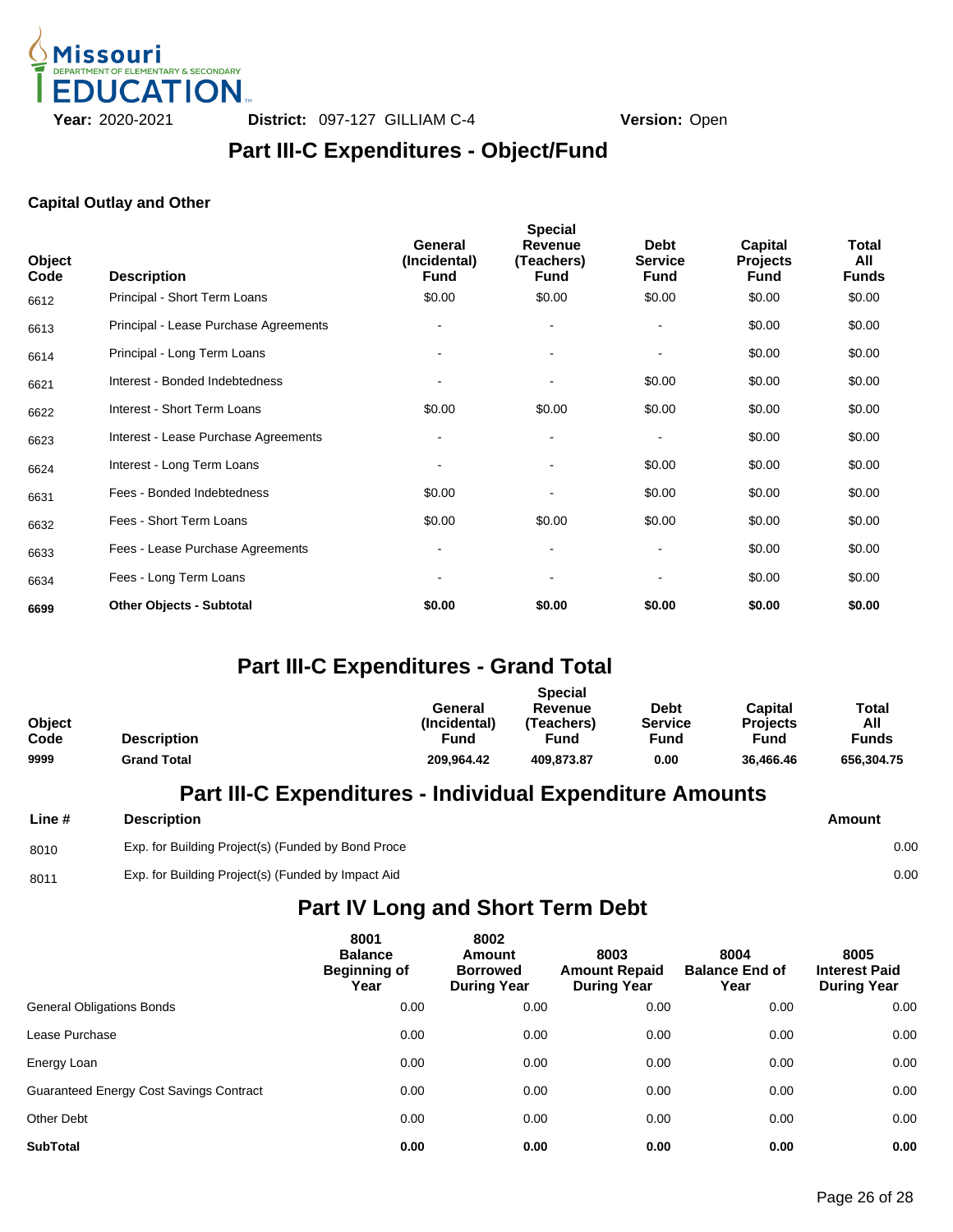Year: 2020-2021 District: 097-127 GILLIAM C-4 Version: Open

# Part III-C Expenditures - Object/Fund

### Capital Outlay and Other

| Object Code | Description | General (Incidental) Fund | Special Revenue (Teachers) Fund | Debt Service Fund | Capital Projects Fund | Total All Funds |
|---|---|---|---|---|---|---|
| 6612 | Principal - Short Term Loans | $0.00 | $0.00 | $0.00 | $0.00 | $0.00 |
| 6613 | Principal - Lease Purchase Agreements | - | - | - | $0.00 | $0.00 |
| 6614 | Principal - Long Term Loans | - | - | - | $0.00 | $0.00 |
| 6621 | Interest - Bonded Indebtedness | - | - | $0.00 | $0.00 | $0.00 |
| 6622 | Interest - Short Term Loans | $0.00 | $0.00 | $0.00 | $0.00 | $0.00 |
| 6623 | Interest - Lease Purchase Agreements | - | - | - | $0.00 | $0.00 |
| 6624 | Interest - Long Term Loans | - | - | $0.00 | $0.00 | $0.00 |
| 6631 | Fees - Bonded Indebtedness | $0.00 | - | $0.00 | $0.00 | $0.00 |
| 6632 | Fees - Short Term Loans | $0.00 | $0.00 | $0.00 | $0.00 | $0.00 |
| 6633 | Fees - Lease Purchase Agreements | - | - | - | $0.00 | $0.00 |
| 6634 | Fees - Long Term Loans | - | - | - | $0.00 | $0.00 |
| **6699** | **Other Objects - Subtotal** | **$0.00** | **$0.00** | **$0.00** | **$0.00** | **$0.00** |

# Part III-C Expenditures - Grand Total

| Object Code | Description | General (Incidental) Fund | Special Revenue (Teachers) Fund | Debt Service Fund | Capital Projects Fund | Total All Funds |
|---|---|---|---|---|---|---|
| **9999** | **Grand Total** | **209,964.42** | **409,873.87** | **0.00** | **36,466.46** | **656,304.75** |

# Part III-C Expenditures - Individual Expenditure Amounts

| Line # | Description | Amount |
|---|---|---|
| 8010 | Exp. for Building Project(s) (Funded by Bond Proce | 0.00 |
| 8011 | Exp. for Building Project(s) (Funded by Impact Aid | 0.00 |

# Part IV Long and Short Term Debt

| | 8001 Balance Beginning of Year | 8002 Amount Borrowed During Year | 8003 Amount Repaid During Year | 8004 Balance End of Year | 8005 Interest Paid During Year |
|---|---|---|---|---|---|
| General Obligations Bonds | 0.00 | 0.00 | 0.00 | 0.00 | 0.00 |
| Lease Purchase | 0.00 | 0.00 | 0.00 | 0.00 | 0.00 |
| Energy Loan | 0.00 | 0.00 | 0.00 | 0.00 | 0.00 |
| Guaranteed Energy Cost Savings Contract | 0.00 | 0.00 | 0.00 | 0.00 | 0.00 |
| Other Debt | 0.00 | 0.00 | 0.00 | 0.00 | 0.00 |
| **SubTotal** | **0.00** | **0.00** | **0.00** | **0.00** | **0.00** |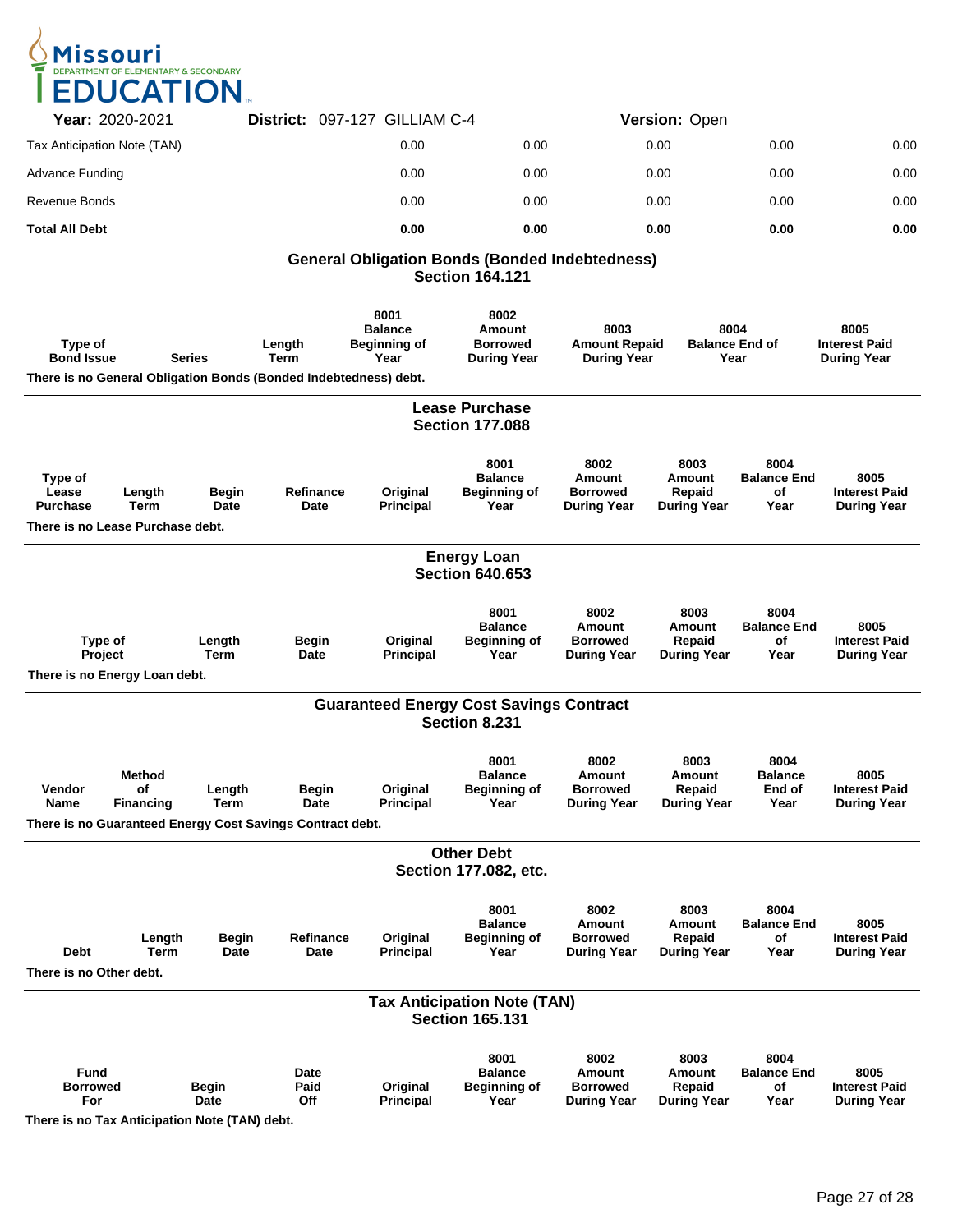**Year:** 2020-2021 **District:** 097-127 GILLIAM C-4 **Version:** Open

| | | | | | |
|---|---|---|---|---|---|
| Tax Anticipation Note (TAN) | 0.00 | 0.00 | 0.00 | 0.00 | 0.00 |
| Advance Funding | 0.00 | 0.00 | 0.00 | 0.00 | 0.00 |
| Revenue Bonds | 0.00 | 0.00 | 0.00 | 0.00 | 0.00 |
| **Total All Debt** | **0.00** | **0.00** | **0.00** | **0.00** | **0.00** |

## General Obligation Bonds (Bonded Indebtedness)
## Section 164.121

| Type of Bond Issue | Series | Length Term | 8001 Balance Beginning of Year | 8002 Amount Borrowed During Year | 8003 Amount Repaid During Year | 8004 Balance End of Year | 8005 Interest Paid During Year |
|---|---|---|---|---|---|---|---|

**There is no General Obligation Bonds (Bonded Indebtedness) debt.**

## Lease Purchase
## Section 177.088

| Type of Lease Purchase | Length Term | Begin Date | Refinance Date | Original Principal | 8001 Balance Beginning of Year | 8002 Amount Borrowed During Year | 8003 Amount Repaid During Year | 8004 Balance End of Year | 8005 Interest Paid During Year |
|---|---|---|---|---|---|---|---|---|---|

**There is no Lease Purchase debt.**

## Energy Loan
## Section 640.653

| Type of Project | Length Term | Begin Date | Original Principal | 8001 Balance Beginning of Year | 8002 Amount Borrowed During Year | 8003 Amount Repaid During Year | 8004 Balance End of Year | 8005 Interest Paid During Year |
|---|---|---|---|---|---|---|---|---|

**There is no Energy Loan debt.**

## Guaranteed Energy Cost Savings Contract
## Section 8.231

| Vendor Name | Method of Financing | Length Term | Begin Date | Original Principal | 8001 Balance Beginning of Year | 8002 Amount Borrowed During Year | 8003 Amount Repaid During Year | 8004 Balance End of Year | 8005 Interest Paid During Year |
|---|---|---|---|---|---|---|---|---|---|

**There is no Guaranteed Energy Cost Savings Contract debt.**

## Other Debt
## Section 177.082, etc.

| Debt | Length Term | Begin Date | Refinance Date | Original Principal | 8001 Balance Beginning of Year | 8002 Amount Borrowed During Year | 8003 Amount Repaid During Year | 8004 Balance End of Year | 8005 Interest Paid During Year |
|---|---|---|---|---|---|---|---|---|---|

**There is no Other debt.**

## Tax Anticipation Note (TAN)
## Section 165.131

| Fund Borrowed For | Begin Date | Date Paid Off | Original Principal | 8001 Balance Beginning of Year | 8002 Amount Borrowed During Year | 8003 Amount Repaid During Year | 8004 Balance End of Year | 8005 Interest Paid During Year |
|---|---|---|---|---|---|---|---|---|

**There is no Tax Anticipation Note (TAN) debt.**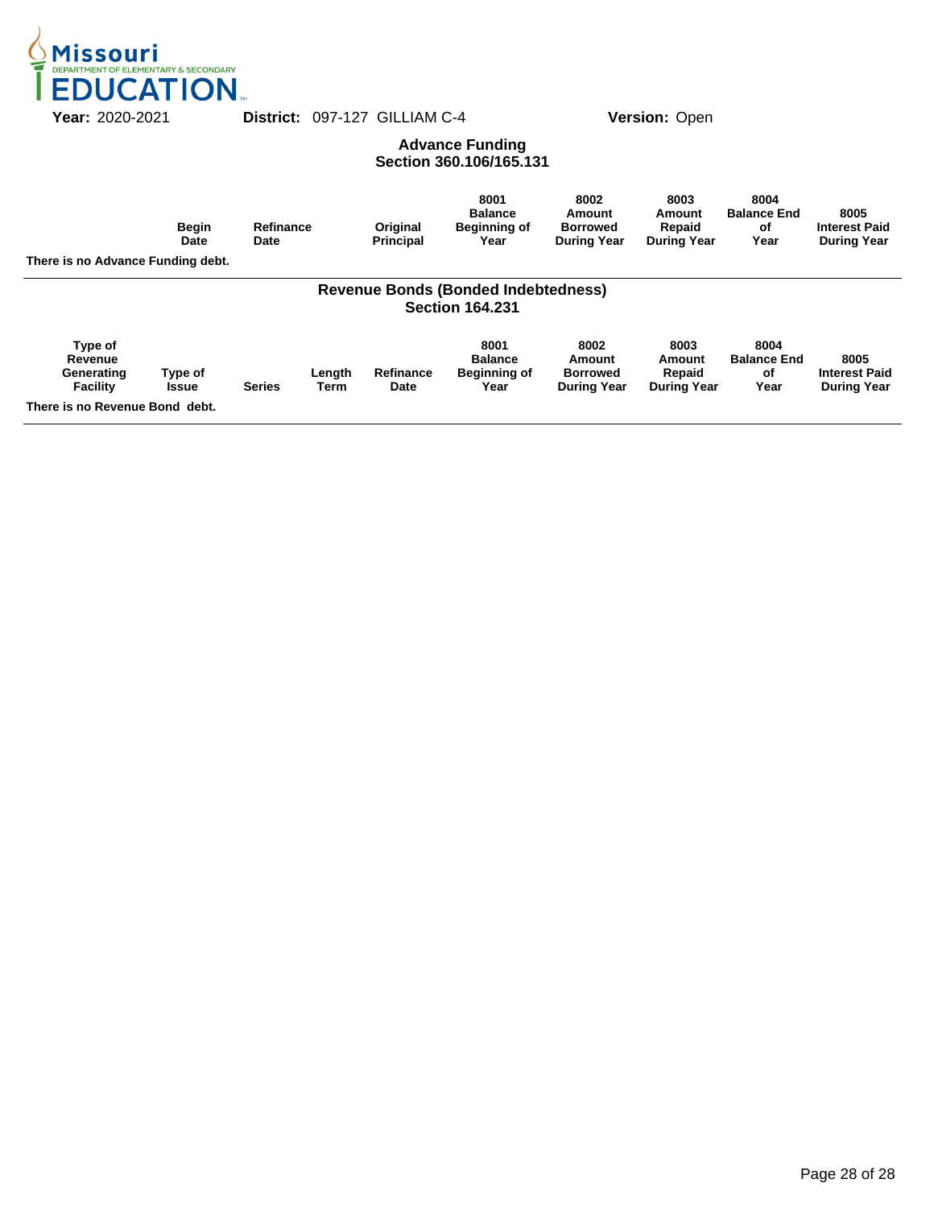**Year:** 2020-2021 **District:** 097-127 GILLIAM C-4 **Version:** Open

## Advance Funding
## Section 360.106/165.131

| Begin Date | Refinance Date | Original Principal | 8001 Balance Beginning of Year | 8002 Amount Borrowed During Year | 8003 Amount Repaid During Year | 8004 Balance End of Year | 8005 Interest Paid During Year |
|---|---|---|---|---|---|---|---|

**There is no Advance Funding debt.**

## Revenue Bonds (Bonded Indebtedness)
## Section 164.231

| Type of Revenue Generating Facility | Type of Issue | Series | Length Term | Refinance Date | 8001 Balance Beginning of Year | 8002 Amount Borrowed During Year | 8003 Amount Repaid During Year | 8004 Balance End of Year | 8005 Interest Paid During Year |
|---|---|---|---|---|---|---|---|---|---|

**There is no Revenue Bond debt.**